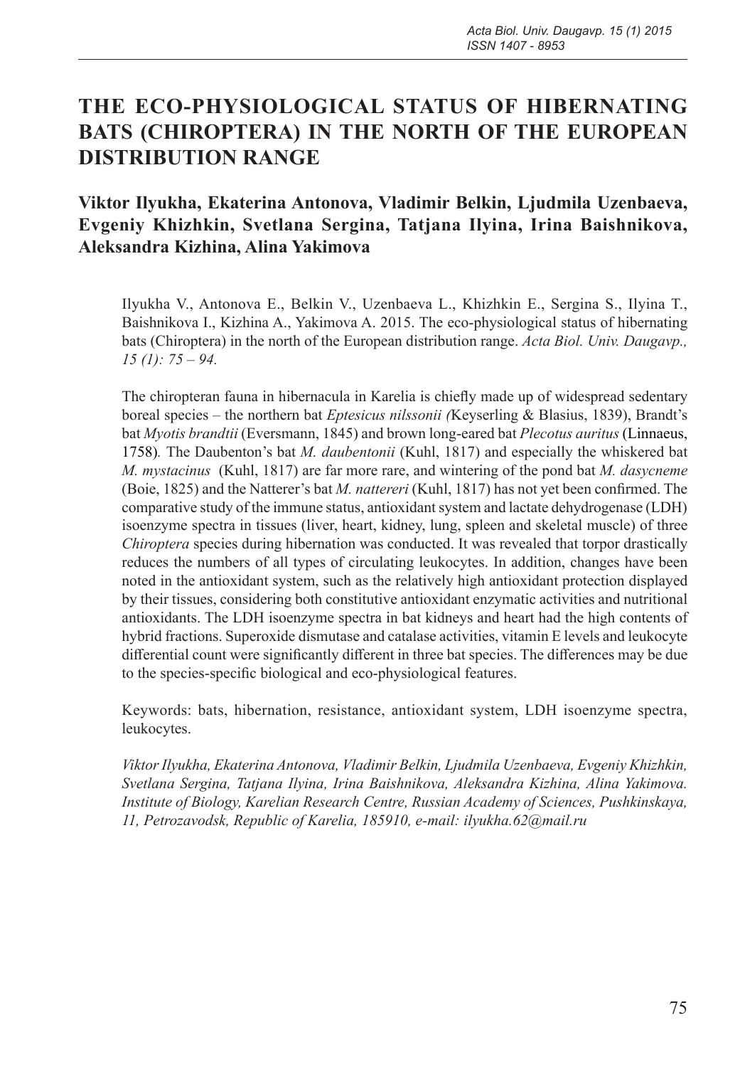# THE ECO-PHYSIOLOGICAL STATUS OF HIBERNATING BATS (CHIROPTERA) IN THE NORTH OF THE EUROPEAN DISTRIBUTION RANGE

**Viktor Ilyukha, Ekaterina Antonova, Vladimir Belkin, Ljudmila Uzenbaeva, Evgeniy Khizhkin, Svetlana Sergina, Tatjana Ilyina, Irina Baishnikova, Aleksandra Kizhina, Alina Yakimova**

Ilyukha V., Antonova E., Belkin V., Uzenbaeva L., Khizhkin E., Sergina S., Ilyina T., Baishnikova I., Kizhina A., Yakimova A. 2015. The eco-physiological status of hibernating bats (Chiroptera) in the north of the European distribution range. *Acta Biol. Univ. Daugavp., 15 (1): 75 – 94.*

The chiropteran fauna in hibernacula in Karelia is chiefly made up of widespread sedentary boreal species – the northern bat *Eptesicus nilssonii (*Keyserling & Blasius, 1839), Brandt's bat *Myotis brandtii* (Eversmann, 1845) and brown long-eared bat *Plecotus auritus* (Linnaeus, 1758). The Daubenton's bat *M. daubentonii* (Kuhl, 1817) and especially the whiskered bat *M. mystacinus* (Kuhl, 1817) are far more rare, and wintering of the pond bat *M. dasycneme* (Boie, 1825) and the Natterer's bat *M. nattereri* (Kuhl, 1817) has not yet been confirmed. The comparative study of the immune status, antioxidant system and lactate dehydrogenase (LDH) isoenzyme spectra in tissues (liver, heart, kidney, lung, spleen and skeletal muscle) of three *Chiroptera* species during hibernation was conducted. It was revealed that torpor drastically reduces the numbers of all types of circulating leukocytes. In addition, changes have been noted in the antioxidant system, such as the relatively high antioxidant protection displayed by their tissues, considering both constitutive antioxidant enzymatic activities and nutritional antioxidants. The LDH isoenzyme spectra in bat kidneys and heart had the high contents of hybrid fractions. Superoxide dismutase and catalase activities, vitamin E levels and leukocyte differential count were significantly different in three bat species. The differences may be due to the species-specific biological and eco-physiological features.

Keywords: bats, hibernation, resistance, antioxidant system, LDH isoenzyme spectra, leukocytes.

*Viktor Ilyukha, Ekaterina Antonova, Vladimir Belkin, Ljudmila Uzenbaeva, Evgeniy Khizhkin, Svetlana Sergina, Tatjana Ilyina, Irina Baishnikova, Aleksandra Kizhina, Alina Yakimova. Institute of Biology, Karelian Research Centre, Russian Academy of Sciences, Pushkinskaya, 11, Petrozavodsk, Republic of Karelia, 185910, e-mail: ilyukha.62@mail.ru*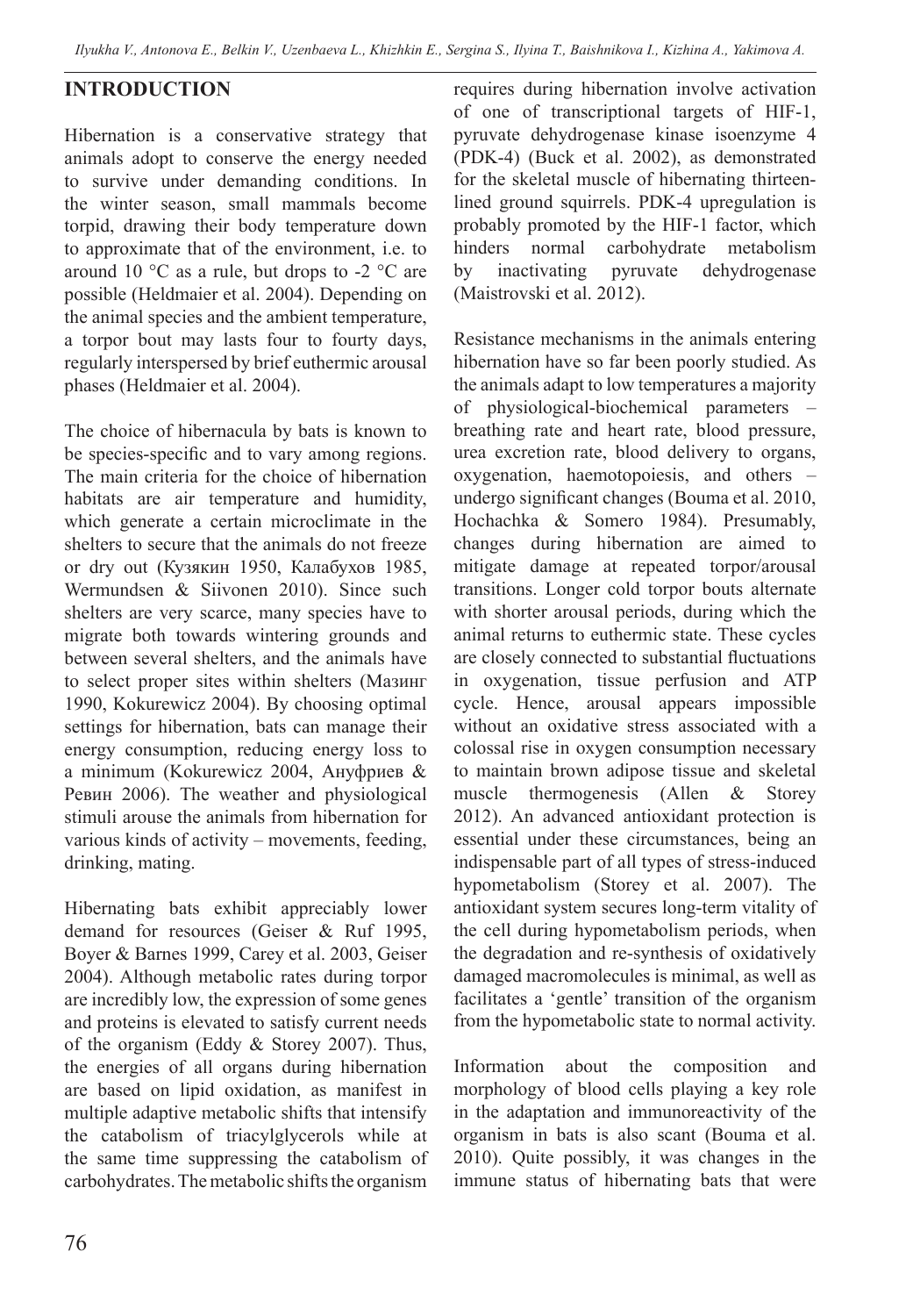## INTRODUCTION

Hibernation is a conservative strategy that animals adopt to conserve the energy needed to survive under demanding conditions. In the winter season, small mammals become torpid, drawing their body temperature down to approximate that of the environment, i.e. to around 10 °C as a rule, but drops to -2 °C are possible (Heldmaier et al. 2004). Depending on the animal species and the ambient temperature, a torpor bout may lasts four to fourty days, regularly interspersed by brief euthermic arousal phases (Heldmaier et al. 2004).

The choice of hibernacula by bats is known to be species-specific and to vary among regions. The main criteria for the choice of hibernation habitats are air temperature and humidity, which generate a certain microclimate in the shelters to secure that the animals do not freeze or dry out (Кузякин 1950, Калабухов 1985, Wermundsen & Siivonen 2010). Since such shelters are very scarce, many species have to migrate both towards wintering grounds and between several shelters, and the animals have to select proper sites within shelters (Мазинг 1990, Kokurewicz 2004). By choosing optimal settings for hibernation, bats can manage their energy consumption, reducing energy loss to a minimum (Kokurewicz 2004, Ануфриев & Ревин 2006). The weather and physiological stimuli arouse the animals from hibernation for various kinds of activity – movements, feeding, drinking, mating.

Hibernating bats exhibit appreciably lower demand for resources (Geiser & Ruf 1995, Boyer & Barnes 1999, Carey et al. 2003, Geiser 2004). Although metabolic rates during torpor are incredibly low, the expression of some genes and proteins is elevated to satisfy current needs of the organism (Eddy & Storey 2007). Thus, the energies of all organs during hibernation are based on lipid oxidation, as manifest in multiple adaptive metabolic shifts that intensify the catabolism of triacylglycerols while at the same time suppressing the catabolism of carbohydrates. The metabolic shifts the organism requires during hibernation involve activation of one of transcriptional targets of HIF-1, pyruvate dehydrogenase kinase isoenzyme 4 (PDK-4) (Buck et al. 2002), as demonstrated for the skeletal muscle of hibernating thirteen-lined ground squirrels. PDK-4 upregulation is probably promoted by the HIF-1 factor, which hinders normal carbohydrate metabolism by inactivating pyruvate dehydrogenase (Maistrovski et al. 2012).

Resistance mechanisms in the animals entering hibernation have so far been poorly studied. As the animals adapt to low temperatures a majority of physiological-biochemical parameters – breathing rate and heart rate, blood pressure, urea excretion rate, blood delivery to organs, oxygenation, haemotopoiesis, and others – undergo significant changes (Bouma et al. 2010, Hochachka & Somero 1984). Presumably, changes during hibernation are aimed to mitigate damage at repeated torpor/arousal transitions. Longer cold torpor bouts alternate with shorter arousal periods, during which the animal returns to euthermic state. These cycles are closely connected to substantial fluctuations in oxygenation, tissue perfusion and ATP cycle. Hence, arousal appears impossible without an oxidative stress associated with a colossal rise in oxygen consumption necessary to maintain brown adipose tissue and skeletal muscle thermogenesis (Allen & Storey 2012). An advanced antioxidant protection is essential under these circumstances, being an indispensable part of all types of stress-induced hypometabolism (Storey et al. 2007). The antioxidant system secures long-term vitality of the cell during hypometabolism periods, when the degradation and re-synthesis of oxidatively damaged macromolecules is minimal, as well as facilitates a 'gentle' transition of the organism from the hypometabolic state to normal activity.

Information about the composition and morphology of blood cells playing a key role in the adaptation and immunoreactivity of the organism in bats is also scant (Bouma et al. 2010). Quite possibly, it was changes in the immune status of hibernating bats that were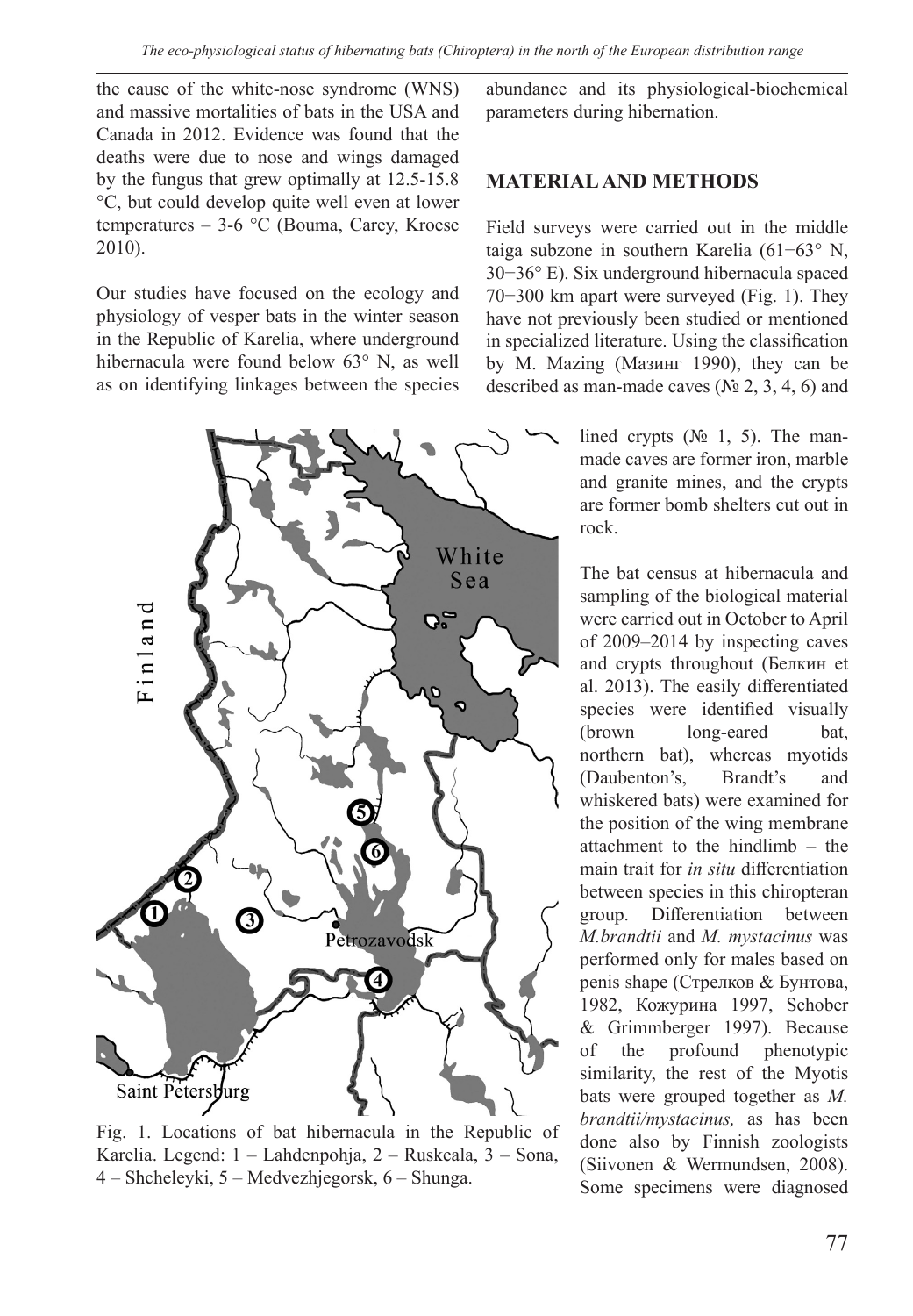the cause of the white-nose syndrome (WNS) and massive mortalities of bats in the USA and Canada in 2012. Evidence was found that the deaths were due to nose and wings damaged by the fungus that grew optimally at 12.5-15.8 °C, but could develop quite well even at lower temperatures – 3-6 °C (Bouma, Carey, Kroese 2010).

Our studies have focused on the ecology and physiology of vesper bats in the winter season in the Republic of Karelia, where underground hibernacula were found below 63° N, as well as on identifying linkages between the species abundance and its physiological-biochemical parameters during hibernation.

## MATERIAL AND METHODS

Field surveys were carried out in the middle taiga subzone in southern Karelia (61−63° N, 30−36° E). Six underground hibernacula spaced 70−300 km apart were surveyed (Fig. 1). They have not previously been studied or mentioned in specialized literature. Using the classification by M. Mazing (Мазинг 1990), they can be described as man-made caves (№ 2, 3, 4, 6) and lined crypts (№ 1, 5). The man-made caves are former iron, marble and granite mines, and the crypts are former bomb shelters cut out in rock.

Fig. 1. Locations of bat hibernacula in the Republic of Karelia. Legend: 1 – Lahdenpohja, 2 – Ruskeala, 3 – Sona, 4 – Shcheleyki, 5 – Medvezhjegorsk, 6 – Shunga.

The bat census at hibernacula and sampling of the biological material were carried out in October to April of 2009–2014 by inspecting caves and crypts throughout (Белкин et al. 2013). The easily differentiated species were identified visually (brown long-eared bat, northern bat), whereas myotids (Daubenton's, Brandt's and whiskered bats) were examined for the position of the wing membrane attachment to the hindlimb – the main trait for *in situ* differentiation between species in this chiropteran group. Differentiation between *M.brandtii* and *M. mystacinus* was performed only for males based on penis shape (Стрелков & Бунтова, 1982, Кожурина 1997, Schober & Grimmberger 1997). Because of the profound phenotypic similarity, the rest of the Myotis bats were grouped together as *M. brandtii/mystacinus,* as has been done also by Finnish zoologists (Siivonen & Wermundsen, 2008). Some specimens were diagnosed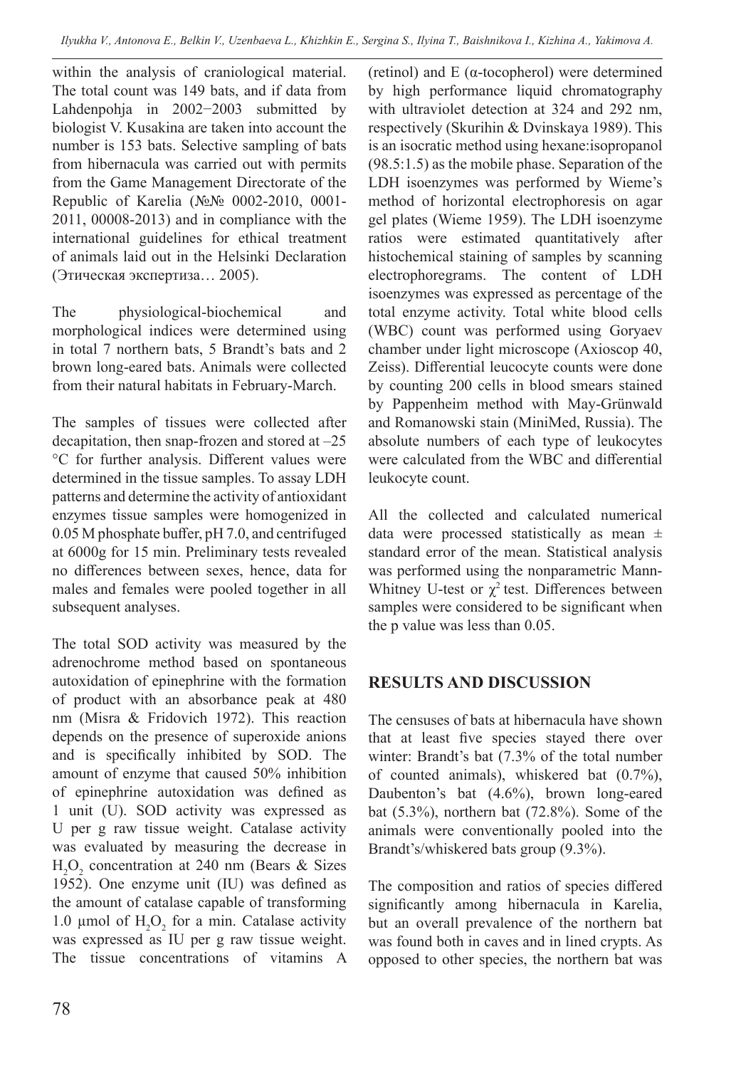within the analysis of craniological material. The total count was 149 bats, and if data from Lahdenpohja in 2002−2003 submitted by biologist V. Kusakina are taken into account the number is 153 bats. Selective sampling of bats from hibernacula was carried out with permits from the Game Management Directorate of the Republic of Karelia (№№ 0002-2010, 0001-2011, 00008-2013) and in compliance with the international guidelines for ethical treatment of animals laid out in the Helsinki Declaration (Этическая экспертиза… 2005).

The physiological-biochemical and morphological indices were determined using in total 7 northern bats, 5 Brandt's bats and 2 brown long-eared bats. Animals were collected from their natural habitats in February-March.

The samples of tissues were collected after decapitation, then snap-frozen and stored at –25 °C for further analysis. Different values were determined in the tissue samples. To assay LDH patterns and determine the activity of antioxidant enzymes tissue samples were homogenized in 0.05 M phosphate buffer, pH 7.0, and centrifuged at 6000g for 15 min. Preliminary tests revealed no differences between sexes, hence, data for males and females were pooled together in all subsequent analyses.

The total SOD activity was measured by the adrenochrome method based on spontaneous autoxidation of epinephrine with the formation of product with an absorbance peak at 480 nm (Misra & Fridovich 1972). This reaction depends on the presence of superoxide anions and is specifically inhibited by SOD. The amount of enzyme that caused 50% inhibition of epinephrine autoxidation was defined as 1 unit (U). SOD activity was expressed as U per g raw tissue weight. Catalase activity was evaluated by measuring the decrease in $H_2O_2$ concentration at 240 nm (Bears & Sizes 1952). One enzyme unit (IU) was defined as the amount of catalase capable of transforming 1.0 µmol of $H_2O_2$ for a min. Catalase activity was expressed as IU per g raw tissue weight. The tissue concentrations of vitamins A (retinol) and E (α-tocopherol) were determined by high performance liquid chromatography with ultraviolet detection at 324 and 292 nm, respectively (Skurihin & Dvinskaya 1989). This is an isocratic method using hexane:isopropanol (98.5:1.5) as the mobile phase. Separation of the LDH isoenzymes was performed by Wieme's method of horizontal electrophoresis on agar gel plates (Wieme 1959). The LDH isoenzyme ratios were estimated quantitatively after histochemical staining of samples by scanning electrophoregrams. The content of LDH isoenzymes was expressed as percentage of the total enzyme activity. Total white blood cells (WBC) count was performed using Goryaev chamber under light microscope (Axioscop 40, Zeiss). Differential leucocyte counts were done by counting 200 cells in blood smears stained by Pappenheim method with May-Grünwald and Romanowski stain (MiniMed, Russia). The absolute numbers of each type of leukocytes were calculated from the WBC and differential leukocyte count.

All the collected and calculated numerical data were processed statistically as mean ± standard error of the mean. Statistical analysis was performed using the nonparametric Mann-Whitney U-test or $\chi^2$ test. Differences between samples were considered to be significant when the p value was less than 0.05.

## RESULTS AND DISCUSSION

The censuses of bats at hibernacula have shown that at least five species stayed there over winter: Brandt's bat (7.3% of the total number of counted animals), whiskered bat (0.7%), Daubenton's bat (4.6%), brown long-eared bat (5.3%), northern bat (72.8%). Some of the animals were conventionally pooled into the Brandt's/whiskered bats group (9.3%).

The composition and ratios of species differed significantly among hibernacula in Karelia, but an overall prevalence of the northern bat was found both in caves and in lined crypts. As opposed to other species, the northern bat was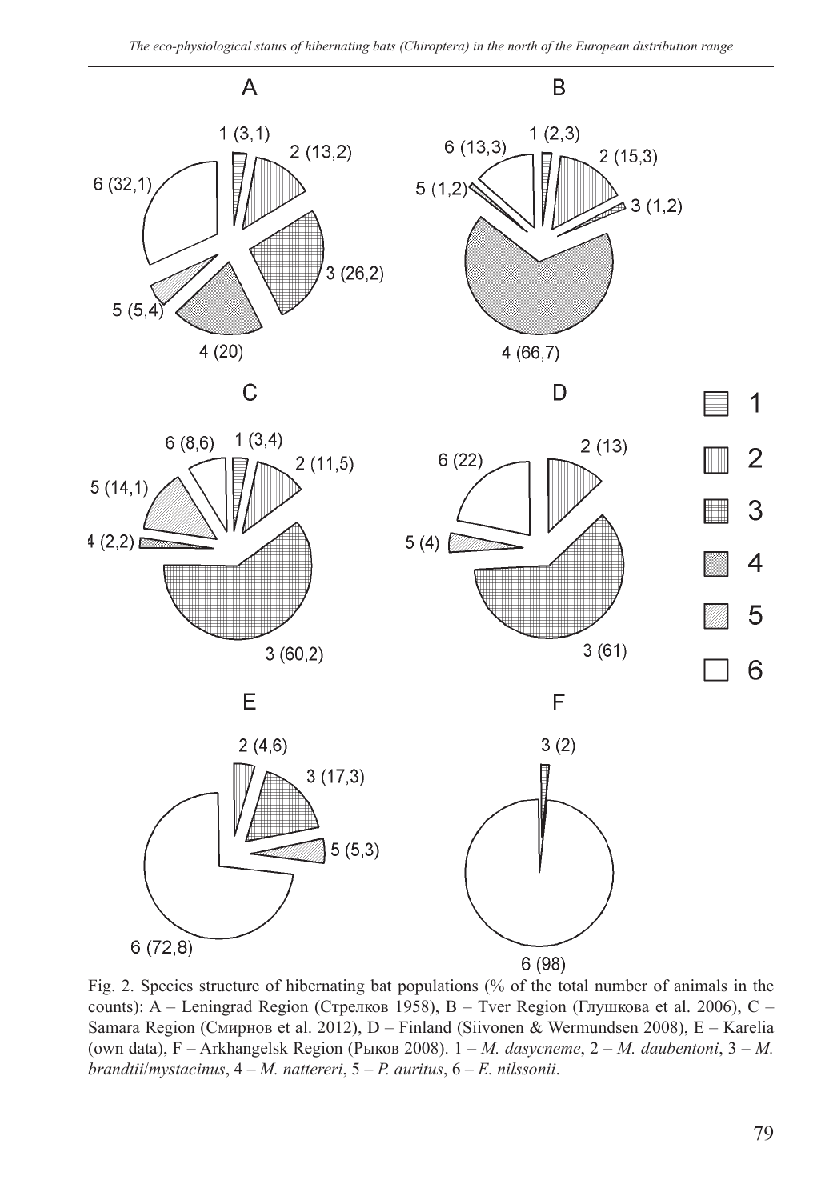Fig. 2. Species structure of hibernating bat populations (% of the total number of animals in the counts): A – Leningrad Region (Стрелков 1958), B – Tver Region (Глушкова et al. 2006), C – Samara Region (Смирнов et al. 2012), D – Finland (Siivonen & Wermundsen 2008), E – Karelia (own data), F – Arkhangelsk Region (Рыков 2008). 1 – *M. dasycneme*, 2 – *M. daubentoni*, 3 – *M. brandtii*/*mystacinus*, 4 – *M. nattereri*, 5 – *P. auritus*, 6 – *E. nilssonii*.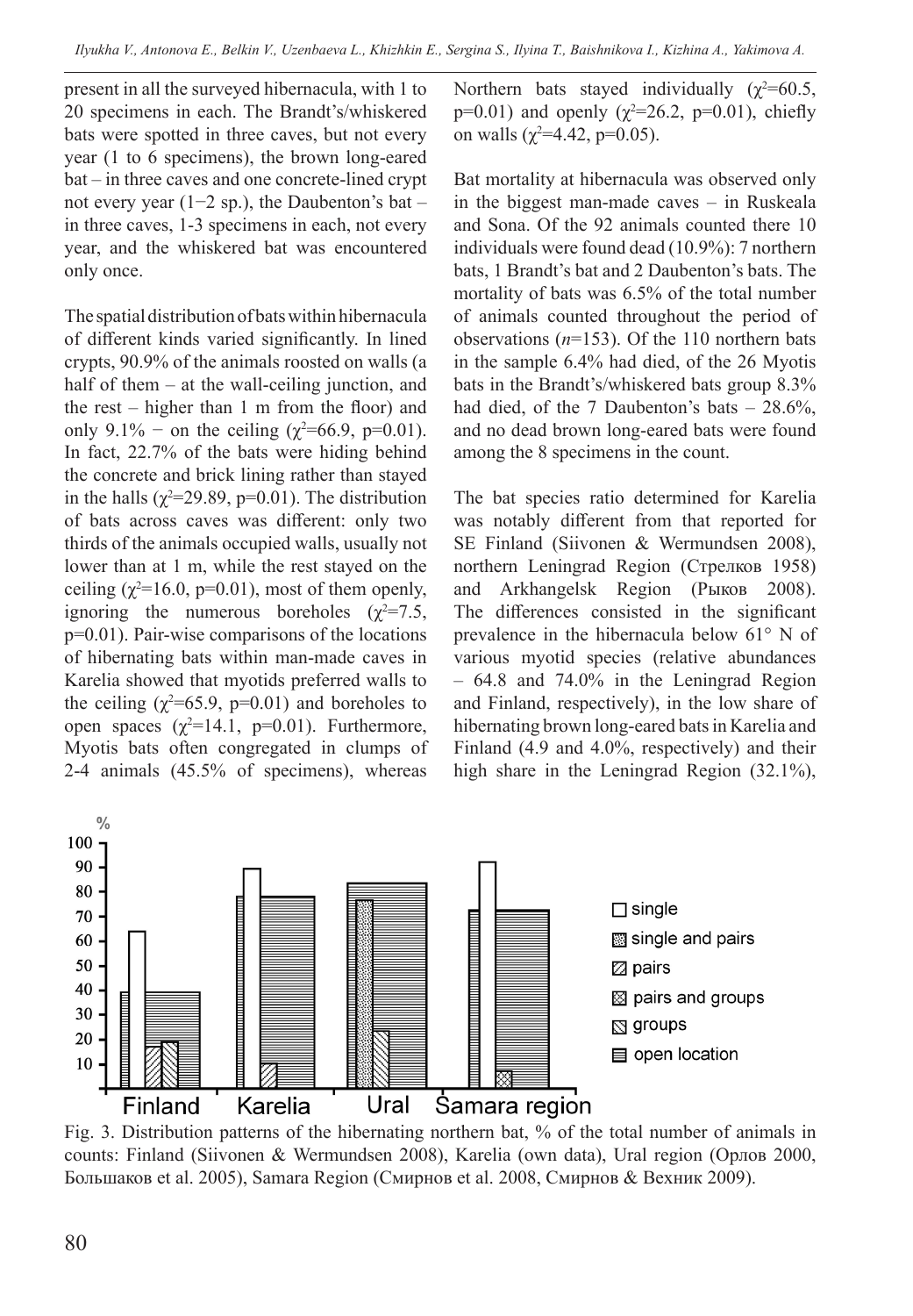present in all the surveyed hibernacula, with 1 to 20 specimens in each. The Brandt's/whiskered bats were spotted in three caves, but not every year (1 to 6 specimens), the brown long-eared bat – in three caves and one concrete-lined crypt not every year (1−2 sp.), the Daubenton's bat – in three caves, 1-3 specimens in each, not every year, and the whiskered bat was encountered only once.

The spatial distribution of bats within hibernacula of different kinds varied significantly. In lined crypts, 90.9% of the animals roosted on walls (a half of them – at the wall-ceiling junction, and the rest – higher than 1 m from the floor) and only 9.1% − on the ceiling ($\chi^2$=66.9, p=0.01). In fact, 22.7% of the bats were hiding behind the concrete and brick lining rather than stayed in the halls ($\chi^2$=29.89, p=0.01). The distribution of bats across caves was different: only two thirds of the animals occupied walls, usually not lower than at 1 m, while the rest stayed on the ceiling ($\chi^2$=16.0, p=0.01), most of them openly, ignoring the numerous boreholes ($\chi^2$=7.5, p=0.01). Pair-wise comparisons of the locations of hibernating bats within man-made caves in Karelia showed that myotids preferred walls to the ceiling ($\chi^2$=65.9, p=0.01) and boreholes to open spaces ($\chi^2$=14.1, p=0.01). Furthermore, Myotis bats often congregated in clumps of 2-4 animals (45.5% of specimens), whereas Northern bats stayed individually ($\chi^2$=60.5, p=0.01) and openly ($\chi^2$=26.2, p=0.01), chiefly on walls ($\chi^2$=4.42, p=0.05).

Bat mortality at hibernacula was observed only in the biggest man-made caves – in Ruskeala and Sona. Of the 92 animals counted there 10 individuals were found dead (10.9%): 7 northern bats, 1 Brandt's bat and 2 Daubenton's bats. The mortality of bats was 6.5% of the total number of animals counted throughout the period of observations (*n*=153). Of the 110 northern bats in the sample 6.4% had died, of the 26 Myotis bats in the Brandt's/whiskered bats group 8.3% had died, of the 7 Daubenton's bats – 28.6%, and no dead brown long-eared bats were found among the 8 specimens in the count.

The bat species ratio determined for Karelia was notably different from that reported for SE Finland (Siivonen & Wermundsen 2008), northern Leningrad Region (Стрелков 1958) and Arkhangelsk Region (Рыков 2008). The differences consisted in the significant prevalence in the hibernacula below 61° N of various myotid species (relative abundances – 64.8 and 74.0% in the Leningrad Region and Finland, respectively), in the low share of hibernating brown long-eared bats in Karelia and Finland (4.9 and 4.0%, respectively) and their high share in the Leningrad Region (32.1%),

Fig. 3. Distribution patterns of the hibernating northern bat, % of the total number of animals in counts: Finland (Siivonen & Wermundsen 2008), Karelia (own data), Ural region (Орлов 2000, Большаков et al. 2005), Samara Region (Смирнов et al. 2008, Смирнов & Вехник 2009).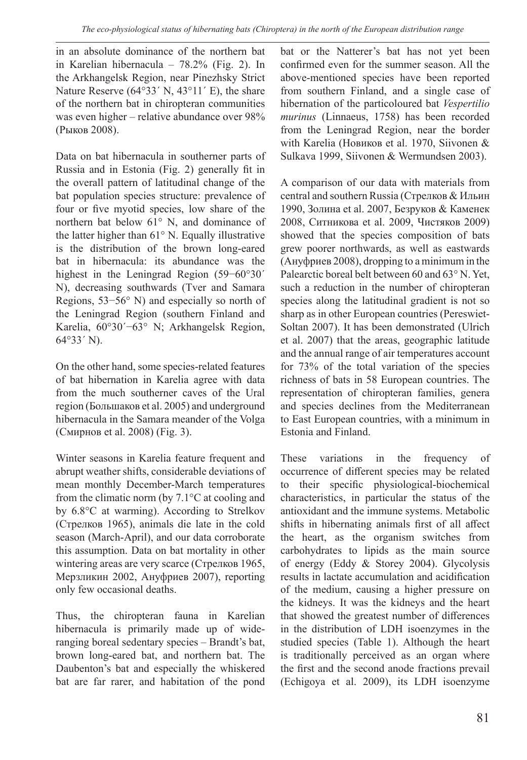in an absolute dominance of the northern bat in Karelian hibernacula – 78.2% (Fig. 2). In the Arkhangelsk Region, near Pinezhsky Strict Nature Reserve (64°33´ N, 43°11´ E), the share of the northern bat in chiropteran communities was even higher – relative abundance over 98% (Рыков 2008).

Data on bat hibernacula in southerner parts of Russia and in Estonia (Fig. 2) generally fit in the overall pattern of latitudinal change of the bat population species structure: prevalence of four or five myotid species, low share of the northern bat below 61° N, and dominance of the latter higher than 61° N. Equally illustrative is the distribution of the brown long-eared bat in hibernacula: its abundance was the highest in the Leningrad Region (59−60°30´ N), decreasing southwards (Tver and Samara Regions, 53−56° N) and especially so north of the Leningrad Region (southern Finland and Karelia, 60°30´−63° N; Arkhangelsk Region, 64°33´ N).

On the other hand, some species-related features of bat hibernation in Karelia agree with data from the much southerner caves of the Ural region (Большаков et al. 2005) and underground hibernacula in the Samara meander of the Volga (Смирнов et al. 2008) (Fig. 3).

Winter seasons in Karelia feature frequent and abrupt weather shifts, considerable deviations of mean monthly December-March temperatures from the climatic norm (by 7.1°C at cooling and by 6.8°C at warming). According to Strelkov (Стрелков 1965), animals die late in the cold season (March-April), and our data corroborate this assumption. Data on bat mortality in other wintering areas are very scarce (Стрелков 1965, Мерзликин 2002, Ануфриев 2007), reporting only few occasional deaths.

Thus, the chiropteran fauna in Karelian hibernacula is primarily made up of wide-ranging boreal sedentary species – Brandt's bat, brown long-eared bat, and northern bat. The Daubenton's bat and especially the whiskered bat are far rarer, and habitation of the pond bat or the Natterer's bat has not yet been confirmed even for the summer season. All the above-mentioned species have been reported from southern Finland, and a single case of hibernation of the particoloured bat *Vespertilio murinus* (Linnaeus, 1758) has been recorded from the Leningrad Region, near the border with Karelia (Новиков et al. 1970, Siivonen & Sulkava 1999, Siivonen & Wermundsen 2003).

A comparison of our data with materials from central and southern Russia (Стрелков & Ильин 1990, Золина et al. 2007, Безруков & Каменек 2008, Ситникова et al. 2009, Чистяков 2009) showed that the species composition of bats grew poorer northwards, as well as eastwards (Ануфриев 2008), dropping to a minimum in the Palearctic boreal belt between 60 and 63° N. Yet, such a reduction in the number of chiropteran species along the latitudinal gradient is not so sharp as in other European countries (Pereswiet-Soltan 2007). It has been demonstrated (Ulrich et al. 2007) that the areas, geographic latitude and the annual range of air temperatures account for 73% of the total variation of the species richness of bats in 58 European countries. The representation of chiropteran families, genera and species declines from the Mediterranean to East European countries, with a minimum in Estonia and Finland.

These variations in the frequency of occurrence of different species may be related to their specific physiological-biochemical characteristics, in particular the status of the antioxidant and the immune systems. Metabolic shifts in hibernating animals first of all affect the heart, as the organism switches from carbohydrates to lipids as the main source of energy (Eddy & Storey 2004). Glycolysis results in lactate accumulation and acidification of the medium, causing a higher pressure on the kidneys. It was the kidneys and the heart that showed the greatest number of differences in the distribution of LDH isoenzymes in the studied species (Table 1). Although the heart is traditionally perceived as an organ where the first and the second anode fractions prevail (Echigoya et al. 2009), its LDH isoenzyme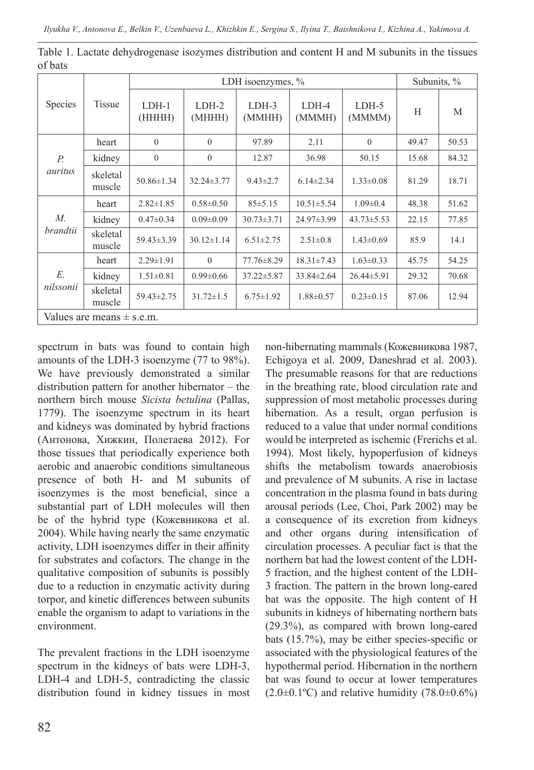Table 1. Lactate dehydrogenase isozymes distribution and content H and M subunits in the tissues of bats

| Species | Tissue | LDH isoenzymes, % | | | | | Subunits, % | |
|---|---|---|---|---|---|---|---|---|
| | | LDH-1 (HHHH) | LDH-2 (MHHH) | LDH-3 (MMHH) | LDH-4 (MMMH) | LDH-5 (MMMM) | H | M |
| *P. auritus* | heart | 0 | 0 | 97.89 | 2.11 | 0 | 49.47 | 50.53 |
| | kidney | 0 | 0 | 12.87 | 36.98 | 50.15 | 15.68 | 84.32 |
| | skeletal muscle | 50.86±1.34 | 32.24±3.77 | 9.43±2.7 | 6.14±2.34 | 1.33±0.08 | 81.29 | 18.71 |
| *M. brandtii* | heart | 2.82±1.85 | 0.58±0.50 | 85±5.15 | 10.51±5.54 | 1.09±0.4 | 48.38 | 51.62 |
| | kidney | 0.47±0.34 | 0.09±0.09 | 30.73±3.71 | 24.97±3.99 | 43.73±5.53 | 22.15 | 77.85 |
| | skeletal muscle | 59.43±3.39 | 30.12±1.14 | 6.51±2.75 | 2.51±0.8 | 1.43±0.69 | 85.9 | 14.1 |
| *E. nilssonii* | heart | 2.29±1.91 | 0 | 77.76±8.29 | 18.31±7.43 | 1.63±0.33 | 45.75 | 54.25 |
| | kidney | 1.51±0.81 | 0.99±0.66 | 37.22±5.87 | 33.84±2.64 | 26.44±5.91 | 29.32 | 70.68 |
| | skeletal muscle | 59.43±2.75 | 31.72±1.5 | 6.75±1.92 | 1.88±0.57 | 0.23±0.15 | 87.06 | 12.94 |

Values are means ± s.e.m.

spectrum in bats was found to contain high amounts of the LDH-3 isoenzyme (77 to 98%). We have previously demonstrated a similar distribution pattern for another hibernator – the northern birch mouse *Sicista betulina* (Pallas, 1779). The isoenzyme spectrum in its heart and kidneys was dominated by hybrid fractions (Антонова, Хижкин, Полетаева 2012). For those tissues that periodically experience both aerobic and anaerobic conditions simultaneous presence of both H- and M subunits of isoenzymes is the most beneficial, since a substantial part of LDH molecules will then be of the hybrid type (Кожевникова et al. 2004). While having nearly the same enzymatic activity, LDH isoenzymes differ in their affinity for substrates and cofactors. The change in the qualitative composition of subunits is possibly due to a reduction in enzymatic activity during torpor, and kinetic differences between subunits enable the organism to adapt to variations in the environment.

The prevalent fractions in the LDH isoenzyme spectrum in the kidneys of bats were LDH-3, LDH-4 and LDH-5, contradicting the classic distribution found in kidney tissues in most non-hibernating mammals (Кожевникова 1987, Echigoya et al. 2009, Daneshrad et al. 2003). The presumable reasons for that are reductions in the breathing rate, blood circulation rate and suppression of most metabolic processes during hibernation. As a result, organ perfusion is reduced to a value that under normal conditions would be interpreted as ischemic (Frerichs et al. 1994). Most likely, hypoperfusion of kidneys shifts the metabolism towards anaerobiosis and prevalence of M subunits. A rise in lactase concentration in the plasma found in bats during arousal periods (Lee, Choi, Park 2002) may be a consequence of its excretion from kidneys and other organs during intensification of circulation processes. A peculiar fact is that the northern bat had the lowest content of the LDH-5 fraction, and the highest content of the LDH-3 fraction. The pattern in the brown long-eared bat was the opposite. The high content of H subunits in kidneys of hibernating northern bats (29.3%), as compared with brown long-eared bats (15.7%), may be either species-specific or associated with the physiological features of the hypothermal period. Hibernation in the northern bat was found to occur at lower temperatures (2.0±0.1ºC) and relative humidity (78.0±0.6%)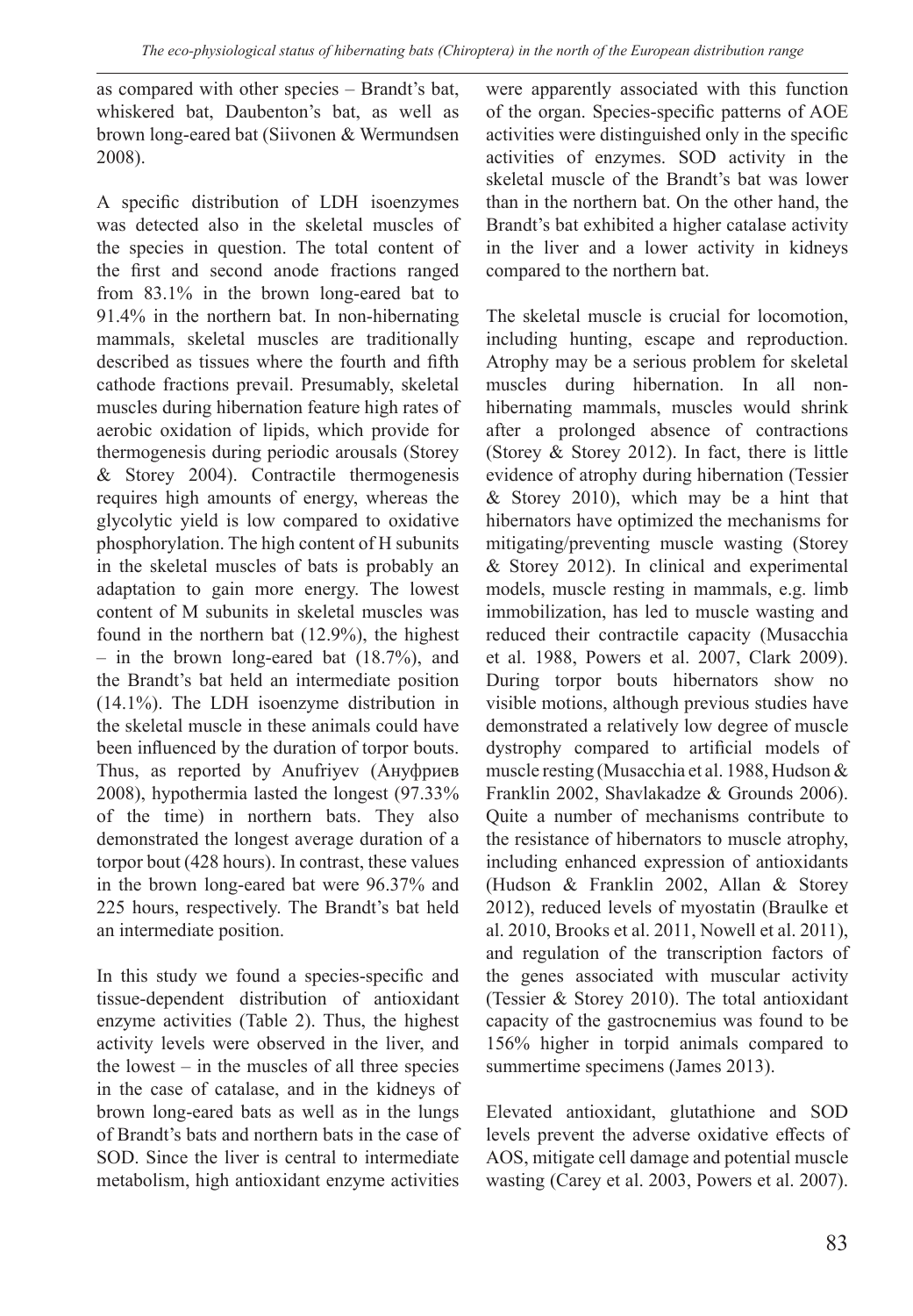as compared with other species – Brandt's bat, whiskered bat, Daubenton's bat, as well as brown long-eared bat (Siivonen & Wermundsen 2008).

A specific distribution of LDH isoenzymes was detected also in the skeletal muscles of the species in question. The total content of the first and second anode fractions ranged from 83.1% in the brown long-eared bat to 91.4% in the northern bat. In non-hibernating mammals, skeletal muscles are traditionally described as tissues where the fourth and fifth cathode fractions prevail. Presumably, skeletal muscles during hibernation feature high rates of aerobic oxidation of lipids, which provide for thermogenesis during periodic arousals (Storey & Storey 2004). Contractile thermogenesis requires high amounts of energy, whereas the glycolytic yield is low compared to oxidative phosphorylation. The high content of H subunits in the skeletal muscles of bats is probably an adaptation to gain more energy. The lowest content of M subunits in skeletal muscles was found in the northern bat (12.9%), the highest – in the brown long-eared bat (18.7%), and the Brandt's bat held an intermediate position (14.1%). The LDH isoenzyme distribution in the skeletal muscle in these animals could have been influenced by the duration of torpor bouts. Thus, as reported by Anufriyev (Ануфриев 2008), hypothermia lasted the longest (97.33% of the time) in northern bats. They also demonstrated the longest average duration of a torpor bout (428 hours). In contrast, these values in the brown long-eared bat were 96.37% and 225 hours, respectively. The Brandt's bat held an intermediate position.

In this study we found a species-specific and tissue-dependent distribution of antioxidant enzyme activities (Table 2). Thus, the highest activity levels were observed in the liver, and the lowest – in the muscles of all three species in the case of catalase, and in the kidneys of brown long-eared bats as well as in the lungs of Brandt's bats and northern bats in the case of SOD. Since the liver is central to intermediate metabolism, high antioxidant enzyme activities were apparently associated with this function of the organ. Species-specific patterns of AOE activities were distinguished only in the specific activities of enzymes. SOD activity in the skeletal muscle of the Brandt's bat was lower than in the northern bat. On the other hand, the Brandt's bat exhibited a higher catalase activity in the liver and a lower activity in kidneys compared to the northern bat.

The skeletal muscle is crucial for locomotion, including hunting, escape and reproduction. Atrophy may be a serious problem for skeletal muscles during hibernation. In all non-hibernating mammals, muscles would shrink after a prolonged absence of contractions (Storey & Storey 2012). In fact, there is little evidence of atrophy during hibernation (Tessier & Storey 2010), which may be a hint that hibernators have optimized the mechanisms for mitigating/preventing muscle wasting (Storey & Storey 2012). In clinical and experimental models, muscle resting in mammals, e.g. limb immobilization, has led to muscle wasting and reduced their contractile capacity (Musacchia et al. 1988, Powers et al. 2007, Clark 2009). During torpor bouts hibernators show no visible motions, although previous studies have demonstrated a relatively low degree of muscle dystrophy compared to artificial models of muscle resting (Musacchia et al. 1988, Hudson & Franklin 2002, Shavlakadze & Grounds 2006). Quite a number of mechanisms contribute to the resistance of hibernators to muscle atrophy, including enhanced expression of antioxidants (Hudson & Franklin 2002, Allan & Storey 2012), reduced levels of myostatin (Braulke et al. 2010, Brooks et al. 2011, Nowell et al. 2011), and regulation of the transcription factors of the genes associated with muscular activity (Tessier & Storey 2010). The total antioxidant capacity of the gastrocnemius was found to be 156% higher in torpid animals compared to summertime specimens (James 2013).

Elevated antioxidant, glutathione and SOD levels prevent the adverse oxidative effects of AOS, mitigate cell damage and potential muscle wasting (Carey et al. 2003, Powers et al. 2007).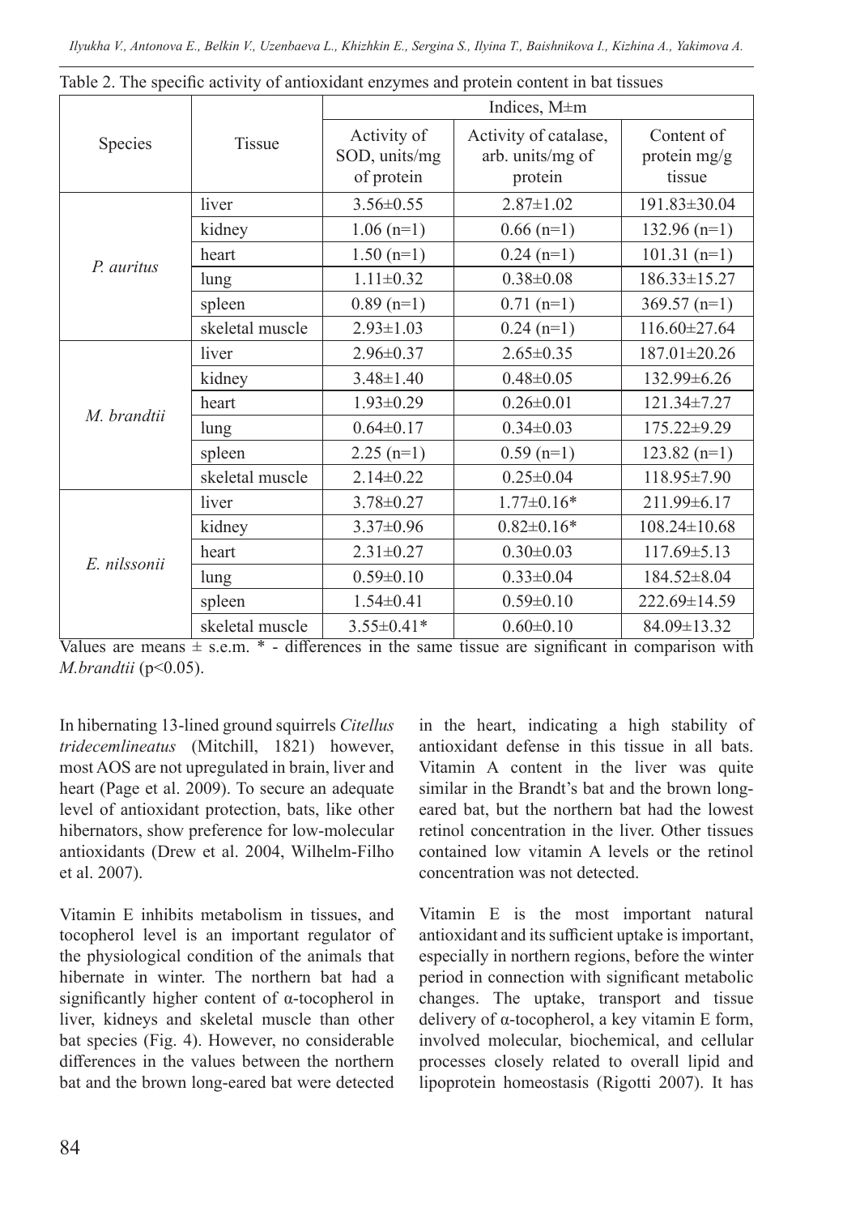Table 2. The specific activity of antioxidant enzymes and protein content in bat tissues

| Species | Tissue | Indices, M±m | | |
|---|---|---|---|---|
| | | Activity of SOD, units/mg of protein | Activity of catalase, arb. units/mg of protein | Content of protein mg/g tissue |
| *P. auritus* | liver | 3.56±0.55 | 2.87±1.02 | 191.83±30.04 |
| | kidney | 1.06 (n=1) | 0.66 (n=1) | 132.96 (n=1) |
| | heart | 1.50 (n=1) | 0.24 (n=1) | 101.31 (n=1) |
| | lung | 1.11±0.32 | 0.38±0.08 | 186.33±15.27 |
| | spleen | 0.89 (n=1) | 0.71 (n=1) | 369.57 (n=1) |
| | skeletal muscle | 2.93±1.03 | 0.24 (n=1) | 116.60±27.64 |
| *M. brandtii* | liver | 2.96±0.37 | 2.65±0.35 | 187.01±20.26 |
| | kidney | 3.48±1.40 | 0.48±0.05 | 132.99±6.26 |
| | heart | 1.93±0.29 | 0.26±0.01 | 121.34±7.27 |
| | lung | 0.64±0.17 | 0.34±0.03 | 175.22±9.29 |
| | spleen | 2.25 (n=1) | 0.59 (n=1) | 123.82 (n=1) |
| | skeletal muscle | 2.14±0.22 | 0.25±0.04 | 118.95±7.90 |
| *E. nilssonii* | liver | 3.78±0.27 | 1.77±0.16* | 211.99±6.17 |
| | kidney | 3.37±0.96 | 0.82±0.16* | 108.24±10.68 |
| | heart | 2.31±0.27 | 0.30±0.03 | 117.69±5.13 |
| | lung | 0.59±0.10 | 0.33±0.04 | 184.52±8.04 |
| | spleen | 1.54±0.41 | 0.59±0.10 | 222.69±14.59 |
| | skeletal muscle | 3.55±0.41* | 0.60±0.10 | 84.09±13.32 |

Values are means ± s.e.m. * - differences in the same tissue are significant in comparison with *M.brandtii* ($p<0.05$).

In hibernating 13-lined ground squirrels *Citellus tridecemlineatus* (Mitchill, 1821) however, most AOS are not upregulated in brain, liver and heart (Page et al. 2009). To secure an adequate level of antioxidant protection, bats, like other hibernators, show preference for low-molecular antioxidants (Drew et al. 2004, Wilhelm-Filho et al. 2007).

Vitamin E inhibits metabolism in tissues, and tocopherol level is an important regulator of the physiological condition of the animals that hibernate in winter. The northern bat had a significantly higher content of α-tocopherol in liver, kidneys and skeletal muscle than other bat species (Fig. 4). However, no considerable differences in the values between the northern bat and the brown long-eared bat were detected in the heart, indicating a high stability of antioxidant defense in this tissue in all bats. Vitamin A content in the liver was quite similar in the Brandt's bat and the brown long-eared bat, but the northern bat had the lowest retinol concentration in the liver. Other tissues contained low vitamin A levels or the retinol concentration was not detected.

Vitamin E is the most important natural antioxidant and its sufficient uptake is important, especially in northern regions, before the winter period in connection with significant metabolic changes. The uptake, transport and tissue delivery of α-tocopherol, a key vitamin E form, involved molecular, biochemical, and cellular processes closely related to overall lipid and lipoprotein homeostasis (Rigotti 2007). It has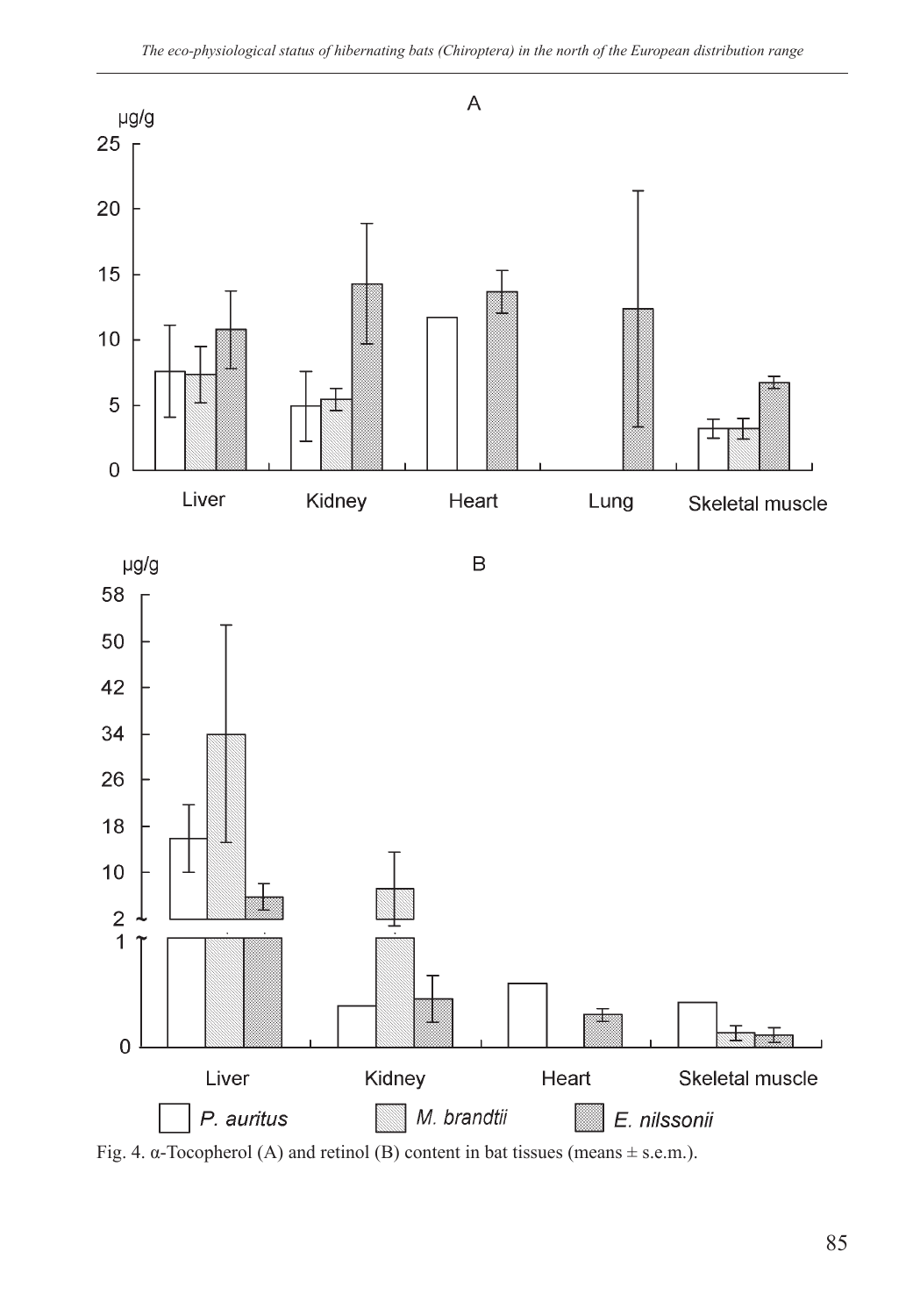Fig. 4. α-Tocopherol (A) and retinol (B) content in bat tissues (means ± s.e.m.).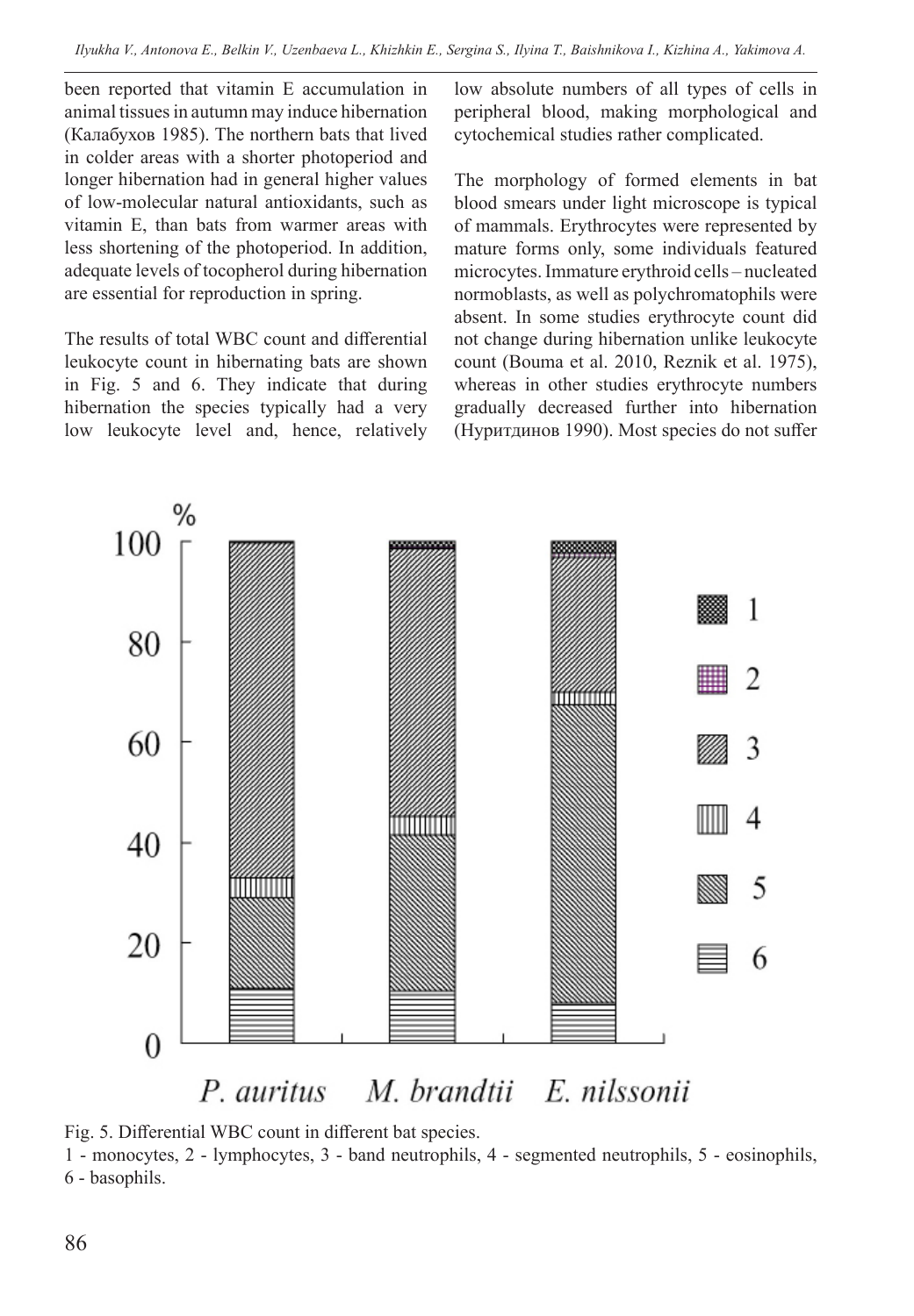been reported that vitamin E accumulation in animal tissues in autumn may induce hibernation (Калабухов 1985). The northern bats that lived in colder areas with a shorter photoperiod and longer hibernation had in general higher values of low-molecular natural antioxidants, such as vitamin E, than bats from warmer areas with less shortening of the photoperiod. In addition, adequate levels of tocopherol during hibernation are essential for reproduction in spring.

The results of total WBC count and differential leukocyte count in hibernating bats are shown in Fig. 5 and 6. They indicate that during hibernation the species typically had a very low leukocyte level and, hence, relatively low absolute numbers of all types of cells in peripheral blood, making morphological and cytochemical studies rather complicated.

The morphology of formed elements in bat blood smears under light microscope is typical of mammals. Erythrocytes were represented by mature forms only, some individuals featured microcytes. Immature erythroid cells – nucleated normoblasts, as well as polychromatophils were absent. In some studies erythrocyte count did not change during hibernation unlike leukocyte count (Bouma et al. 2010, Reznik et al. 1975), whereas in other studies erythrocyte numbers gradually decreased further into hibernation (Нуритдинов 1990). Most species do not suffer

Fig. 5. Differential WBC count in different bat species.
1 - monocytes, 2 - lymphocytes, 3 - band neutrophils, 4 - segmented neutrophils, 5 - eosinophils, 6 - basophils.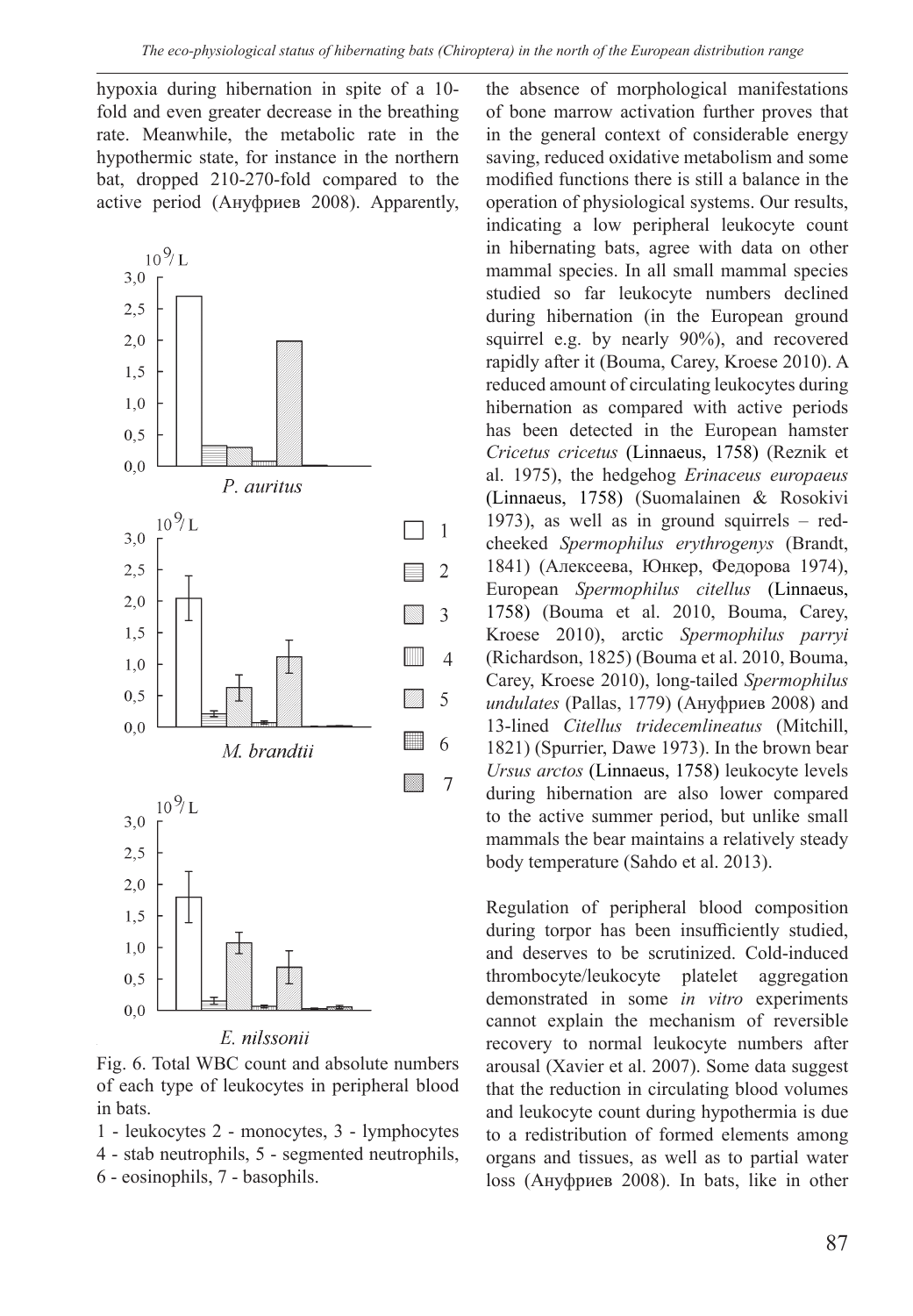hypoxia during hibernation in spite of a 10-fold and even greater decrease in the breathing rate. Meanwhile, the metabolic rate in the hypothermic state, for instance in the northern bat, dropped 210-270-fold compared to the active period (Ануфриев 2008). Apparently, the absence of morphological manifestations of bone marrow activation further proves that in the general context of considerable energy saving, reduced oxidative metabolism and some modified functions there is still a balance in the operation of physiological systems. Our results, indicating a low peripheral leukocyte count in hibernating bats, agree with data on other mammal species. In all small mammal species studied so far leukocyte numbers declined during hibernation (in the European ground squirrel e.g. by nearly 90%), and recovered rapidly after it (Bouma, Carey, Kroese 2010). A reduced amount of circulating leukocytes during hibernation as compared with active periods has been detected in the European hamster *Cricetus cricetus* (Linnaeus, 1758) (Reznik et al. 1975), the hedgehog *Erinaceus europaeus* (Linnaeus, 1758) (Suomalainen & Rosokivi 1973), as well as in ground squirrels – red-cheeked *Spermophilus erythrogenys* (Brandt, 1841) (Алексеева, Юнкер, Федорова 1974), European *Spermophilus citellus* (Linnaeus, 1758) (Bouma et al. 2010, Bouma, Carey, Kroese 2010), arctic *Spermophilus parryi* (Richardson, 1825) (Bouma et al. 2010, Bouma, Carey, Kroese 2010), long-tailed *Spermophilus undulates* (Pallas, 1779) (Ануфриев 2008) and 13-lined *Citellus tridecemlineatus* (Mitchill, 1821) (Spurrier, Dawe 1973). In the brown bear *Ursus arctos* (Linnaeus, 1758) leukocyte levels during hibernation are also lower compared to the active summer period, but unlike small mammals the bear maintains a relatively steady body temperature (Sahdo et al. 2013).

Fig. 6. Total WBC count and absolute numbers of each type of leukocytes in peripheral blood in bats.
1 - leukocytes 2 - monocytes, 3 - lymphocytes 4 - stab neutrophils, 5 - segmented neutrophils, 6 - eosinophils, 7 - basophils.

Regulation of peripheral blood composition during torpor has been insufficiently studied, and deserves to be scrutinized. Cold-induced thrombocyte/leukocyte platelet aggregation demonstrated in some *in vitro* experiments cannot explain the mechanism of reversible recovery to normal leukocyte numbers after arousal (Xavier et al. 2007). Some data suggest that the reduction in circulating blood volumes and leukocyte count during hypothermia is due to a redistribution of formed elements among organs and tissues, as well as to partial water loss (Ануфриев 2008). In bats, like in other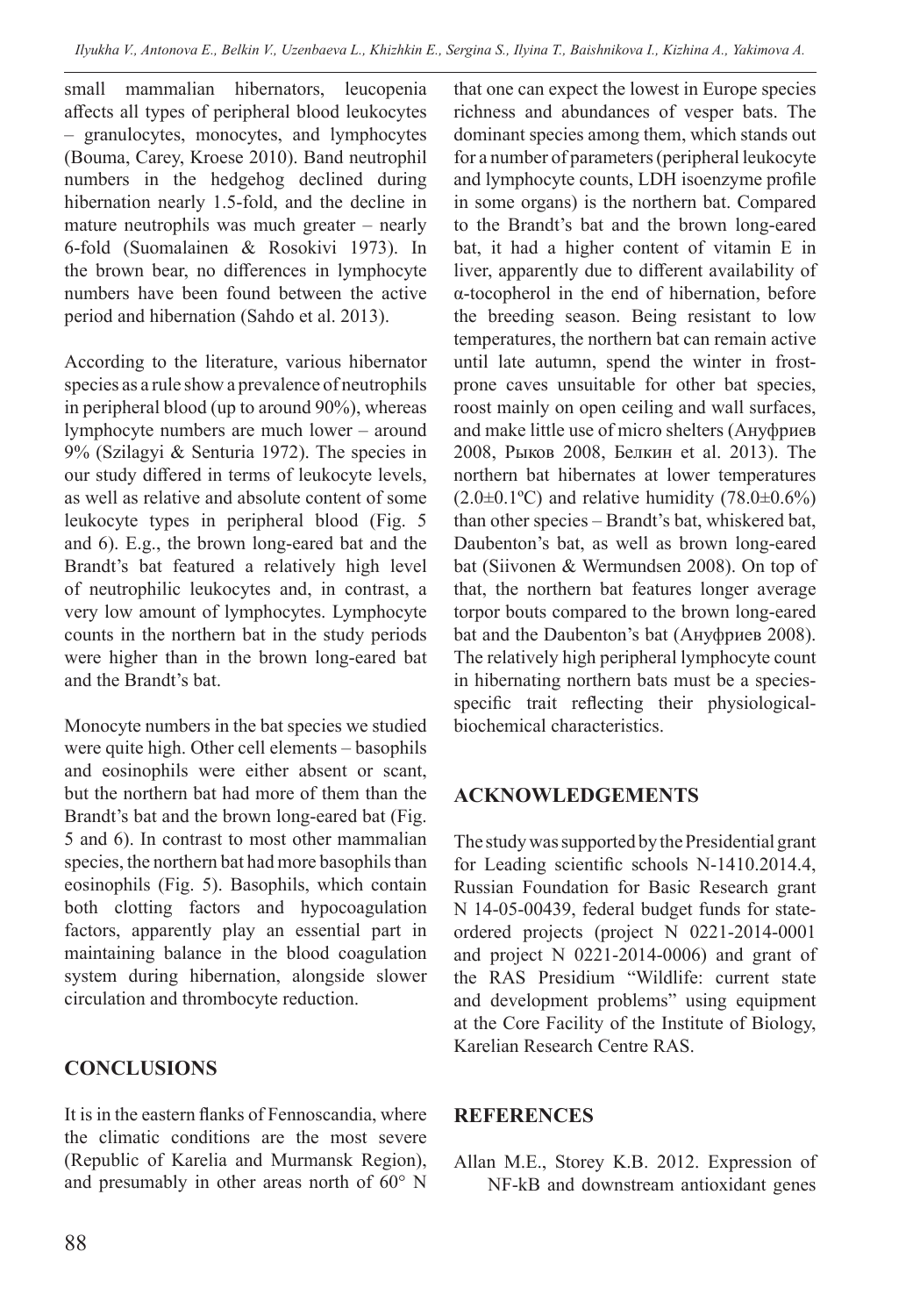small mammalian hibernators, leucopenia affects all types of peripheral blood leukocytes – granulocytes, monocytes, and lymphocytes (Bouma, Carey, Kroese 2010). Band neutrophil numbers in the hedgehog declined during hibernation nearly 1.5-fold, and the decline in mature neutrophils was much greater – nearly 6-fold (Suomalainen & Rosokivi 1973). In the brown bear, no differences in lymphocyte numbers have been found between the active period and hibernation (Sahdo et al. 2013).

According to the literature, various hibernator species as a rule show a prevalence of neutrophils in peripheral blood (up to around 90%), whereas lymphocyte numbers are much lower – around 9% (Szilagyi & Senturia 1972). The species in our study differed in terms of leukocyte levels, as well as relative and absolute content of some leukocyte types in peripheral blood (Fig. 5 and 6). E.g., the brown long-eared bat and the Brandt's bat featured a relatively high level of neutrophilic leukocytes and, in contrast, a very low amount of lymphocytes. Lymphocyte counts in the northern bat in the study periods were higher than in the brown long-eared bat and the Brandt's bat.

Monocyte numbers in the bat species we studied were quite high. Other cell elements – basophils and eosinophils were either absent or scant, but the northern bat had more of them than the Brandt's bat and the brown long-eared bat (Fig. 5 and 6). In contrast to most other mammalian species, the northern bat had more basophils than eosinophils (Fig. 5). Basophils, which contain both clotting factors and hypocoagulation factors, apparently play an essential part in maintaining balance in the blood coagulation system during hibernation, alongside slower circulation and thrombocyte reduction.

## CONCLUSIONS

It is in the eastern flanks of Fennoscandia, where the climatic conditions are the most severe (Republic of Karelia and Murmansk Region), and presumably in other areas north of 60° N that one can expect the lowest in Europe species richness and abundances of vesper bats. The dominant species among them, which stands out for a number of parameters (peripheral leukocyte and lymphocyte counts, LDH isoenzyme profile in some organs) is the northern bat. Compared to the Brandt's bat and the brown long-eared bat, it had a higher content of vitamin E in liver, apparently due to different availability of α-tocopherol in the end of hibernation, before the breeding season. Being resistant to low temperatures, the northern bat can remain active until late autumn, spend the winter in frost-prone caves unsuitable for other bat species, roost mainly on open ceiling and wall surfaces, and make little use of micro shelters (Ануфриев 2008, Рыков 2008, Белкин et al. 2013). The northern bat hibernates at lower temperatures (2.0±0.1ºC) and relative humidity (78.0±0.6%) than other species – Brandt's bat, whiskered bat, Daubenton's bat, as well as brown long-eared bat (Siivonen & Wermundsen 2008). On top of that, the northern bat features longer average torpor bouts compared to the brown long-eared bat and the Daubenton's bat (Ануфриев 2008). The relatively high peripheral lymphocyte count in hibernating northern bats must be a species-specific trait reflecting their physiological-biochemical characteristics.

## ACKNOWLEDGEMENTS

The study was supported by the Presidential grant for Leading scientific schools N-1410.2014.4, Russian Foundation for Basic Research grant N 14-05-00439, federal budget funds for state-ordered projects (project N 0221-2014-0001 and project N 0221-2014-0006) and grant of the RAS Presidium "Wildlife: current state and development problems" using equipment at the Core Facility of the Institute of Biology, Karelian Research Centre RAS.

## REFERENCES

Allan M.E., Storey K.B. 2012. Expression of NF-kB and downstream antioxidant genes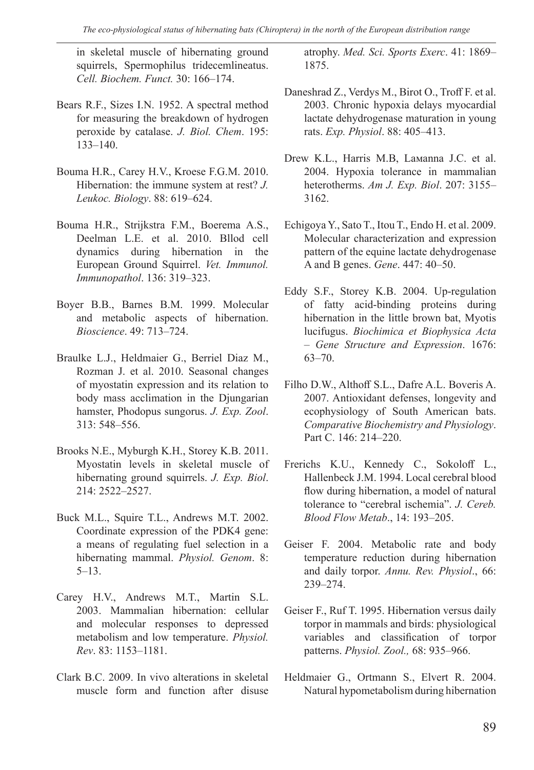in skeletal muscle of hibernating ground squirrels, Spermophilus tridecemlineatus. *Cell. Biochem. Funct.* 30: 166–174.

Bears R.F., Sizes I.N. 1952. A spectral method for measuring the breakdown of hydrogen peroxide by catalase. *J. Biol. Chem*. 195: 133–140.

Bouma H.R., Carey H.V., Kroese F.G.M. 2010. Hibernation: the immune system at rest? *J. Leukoc. Biology*. 88: 619–624.

Bouma H.R., Strijkstra F.M., Boerema A.S., Deelman L.E. et al. 2010. Bllod cell dynamics during hibernation in the European Ground Squirrel. *Vet. Immunol. Immunopathol*. 136: 319–323.

Boyer B.B., Barnes B.M. 1999. Molecular and metabolic aspects of hibernation. *Bioscience*. 49: 713–724.

Braulke L.J., Heldmaier G., Berriel Diaz M., Rozman J. et al. 2010. Seasonal changes of myostatin expression and its relation to body mass acclimation in the Djungarian hamster, Phodopus sungorus. *J. Exp. Zool*. 313: 548–556.

Brooks N.E., Myburgh K.H., Storey K.B. 2011. Myostatin levels in skeletal muscle of hibernating ground squirrels. *J. Exp. Biol*. 214: 2522–2527.

Buck M.L., Squire T.L., Andrews M.T. 2002. Coordinate expression of the PDK4 gene: a means of regulating fuel selection in a hibernating mammal. *Physiol. Genom*. 8: 5–13.

Carey H.V., Andrews M.T., Martin S.L. 2003. Mammalian hibernation: cellular and molecular responses to depressed metabolism and low temperature. *Physiol. Rev*. 83: 1153–1181.

Clark B.C. 2009. In vivo alterations in skeletal muscle form and function after disuse atrophy. *Med. Sci. Sports Exerc*. 41: 1869–1875.

Daneshrad Z., Verdys M., Birot O., Troff F. et al. 2003. Chronic hypoxia delays myocardial lactate dehydrogenase maturation in young rats. *Exp. Physiol*. 88: 405–413.

Drew K.L., Harris M.B, Laмanna J.C. et al. 2004. Hypoxia tolerance in mammalian heterotherms. *Am J. Exp. Biol*. 207: 3155–3162.

Echigoya Y., Sato T., Itou T., Endo H. et al. 2009. Molecular characterization and expression pattern of the equine lactate dehydrogenase A and B genes. *Gene*. 447: 40–50.

Eddy S.F., Storey K.B. 2004. Up-regulation of fatty acid-binding proteins during hibernation in the little brown bat, Myotis lucifugus. *Biochimica et Biophysica Acta – Gene Structure and Expression*. 1676: 63–70.

Filho D.W., Althoff S.L., Dafre A.L. Boveris A. 2007. Antioxidant defenses, longevity and ecophysiology of South American bats. *Comparative Biochemistry and Physiology*. Part C. 146: 214–220.

Frerichs K.U., Kennedy C., Sokoloff L., Hallenbeck J.M. 1994. Local cerebral blood flow during hibernation, a model of natural tolerance to "cerebral ischemia". *J. Cereb. Blood Flow Metab*., 14: 193–205.

Geiser F. 2004. Metabolic rate and body temperature reduction during hibernation and daily torpor. *Annu. Rev. Physiol*., 66: 239–274.

Geiser F., Ruf T. 1995. Hibernation versus daily torpor in mammals and birds: physiological variables and classification of torpor patterns. *Physiol. Zool.,* 68: 935–966.

Heldmaier G., Ortmann S., Elvert R. 2004. Natural hypometabolism during hibernation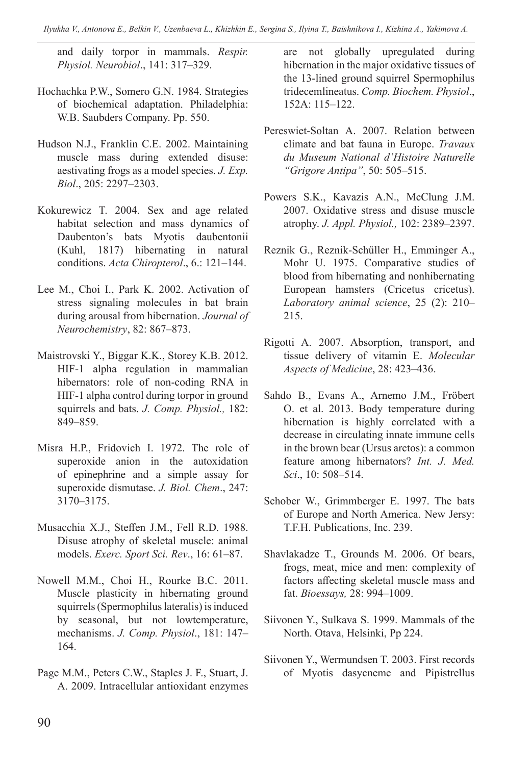and daily torpor in mammals. *Respir. Physiol. Neurobiol*., 141: 317–329.

Hochachka P.W., Somero G.N. 1984. Strategies of biochemical adaptation. Philadelphia: W.B. Saubders Company. Pp. 550.

Hudson N.J., Franklin C.E. 2002. Maintaining muscle mass during extended disuse: aestivating frogs as a model species. *J. Exp. Biol*., 205: 2297–2303.

Kokurewicz T. 2004. Sex and age related habitat selection and mass dynamics of Daubenton's bats Myotis daubentonii (Kuhl, 1817) hibernating in natural conditions. *Acta Chiropterol*., 6.: 121–144.

Lee M., Choi I., Park K. 2002. Activation of stress signaling molecules in bat brain during arousal from hibernation. *Journal of Neurochemistry*, 82: 867–873.

Maistrovski Y., Biggar K.K., Storey K.B. 2012. HIF-1 alpha regulation in mammalian hibernators: role of non-coding RNA in HIF-1 alpha control during torpor in ground squirrels and bats. *J. Comp. Physiol.,* 182: 849–859.

Misra H.P., Fridovich I. 1972. The role of superoxide anion in the autoxidation of epinephrine and a simple assay for superoxide dismutase. *J. Biol. Chem*., 247: 3170–3175.

Musacchia X.J., Steffen J.M., Fell R.D. 1988. Disuse atrophy of skeletal muscle: animal models. *Exerc. Sport Sci. Rev*., 16: 61–87.

Nowell M.M., Choi H., Rourke B.C. 2011. Muscle plasticity in hibernating ground squirrels (Spermophilus lateralis) is induced by seasonal, but not lowtemperature, mechanisms. *J. Comp. Physiol*., 181: 147–164.

Page M.M., Peters C.W., Staples J. F., Stuart, J. A. 2009. Intracellular antioxidant enzymes are not globally upregulated during hibernation in the major oxidative tissues of the 13-lined ground squirrel Spermophilus tridecemlineatus. *Comp. Biochem. Physiol*., 152A: 115–122.

Pereswiet-Soltan A. 2007. Relation between climate and bat fauna in Europe. *Travaux du Museum National d'Histoire Naturelle "Grigore Antipa"*, 50: 505–515.

Powers S.K., Kavazis A.N., McClung J.M. 2007. Oxidative stress and disuse muscle atrophy. *J. Appl. Physiol.,* 102: 2389–2397.

Reznik G., Reznik-Schüller H., Emminger A., Mohr U. 1975. Comparative studies of blood from hibernating and nonhibernating European hamsters (Cricetus cricetus). *Laboratory animal science*, 25 (2): 210–215.

Rigotti A. 2007. Absorption, transport, and tissue delivery of vitamin E. *Molecular Aspects of Medicine*, 28: 423–436.

Sahdo B., Evans A., Arnemo J.M., Fröbert O. et al. 2013. Body temperature during hibernation is highly correlated with a decrease in circulating innate immune cells in the brown bear (Ursus arctos): a common feature among hibernators? *Int. J. Med. Sci*., 10: 508–514.

Schober W., Grimmberger E. 1997. The bats of Europe and North America. New Jersy: T.F.H. Publications, Inc. 239.

Shavlakadze T., Grounds M. 2006. Of bears, frogs, meat, mice and men: complexity of factors affecting skeletal muscle mass and fat. *Bioessays,* 28: 994–1009.

Siivonen Y., Sulkava S. 1999. Mammals of the North. Otava, Helsinki, Pp 224.

Siivonen Y., Wermundsen T. 2003. First records of Myotis dasycneme and Pipistrellus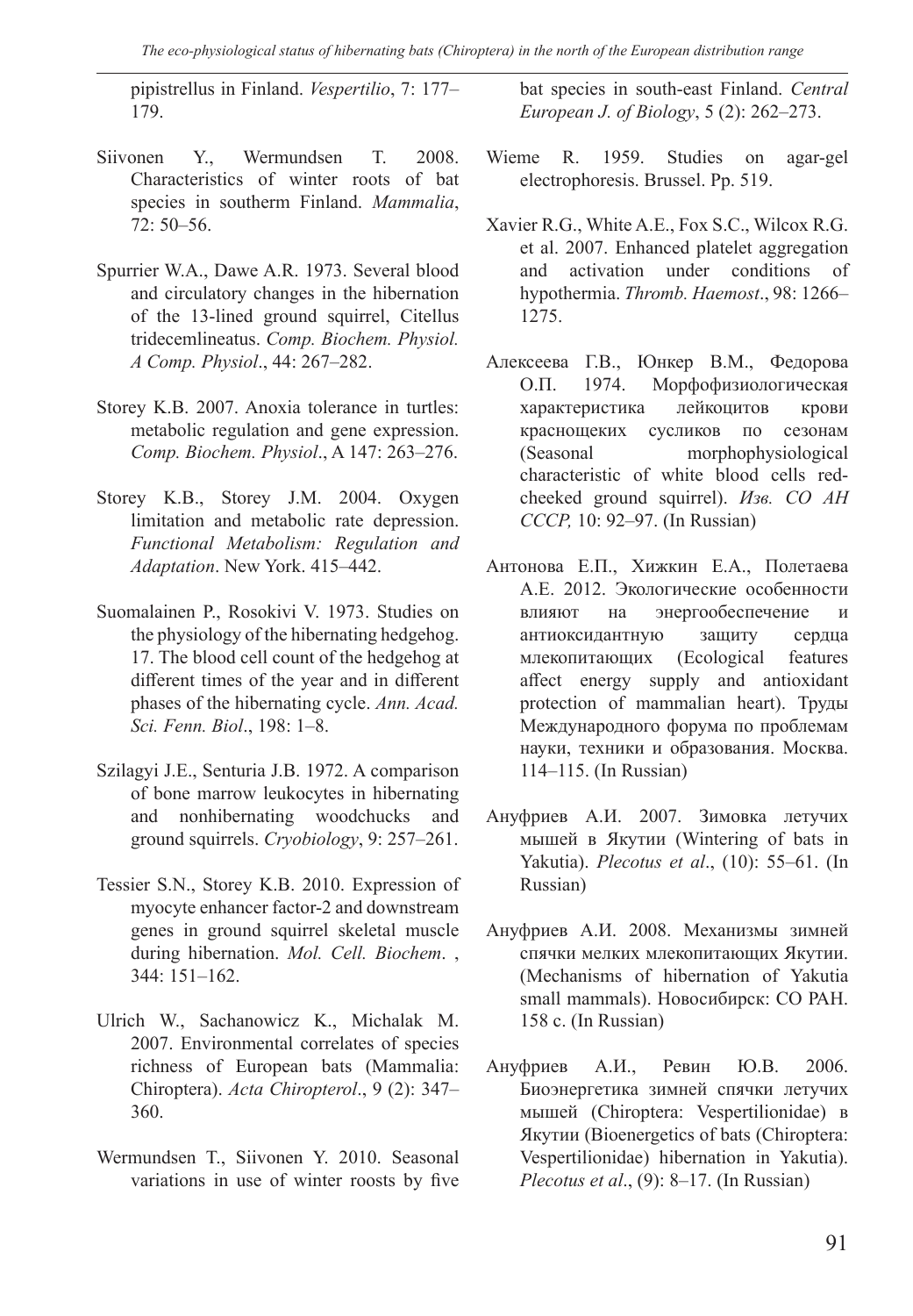pipistrellus in Finland. *Vespertilio*, 7: 177–179.

Siivonen Y., Wermundsen T. 2008. Characteristics of winter roots of bat species in southerm Finland. *Mammalia*, 72: 50–56.

Spurrier W.A., Dawe A.R. 1973. Several blood and circulatory changes in the hibernation of the 13-lined ground squirrel, Citellus tridecemlineatus. *Comp. Biochem. Physiol. A Comp. Physiol*., 44: 267–282.

Storey K.B. 2007. Anoxia tolerance in turtles: metabolic regulation and gene expression. *Comp. Biochem. Physiol*., A 147: 263–276.

Storey K.B., Storey J.M. 2004. Oxygen limitation and metabolic rate depression. *Functional Metabolism: Regulation and Adaptation*. New York. 415–442.

Suomalainen P., Rosokivi V. 1973. Studies on the physiology of the hibernating hedgehog. 17. The blood cell count of the hedgehog at different times of the year and in different phases of the hibernating cycle. *Ann. Acad. Sci. Fenn. Biol*., 198: 1–8.

Szilagyi J.E., Senturia J.B. 1972. A comparison of bone marrow leukocytes in hibernating and nonhibernating woodchucks and ground squirrels. *Cryobiology*, 9: 257–261.

Tessier S.N., Storey K.B. 2010. Expression of myocyte enhancer factor-2 and downstream genes in ground squirrel skeletal muscle during hibernation. *Mol. Cell. Biochem*. , 344: 151–162.

Ulrich W., Sachanowicz K., Michalak M. 2007. Environmental correlates of species richness of European bats (Mammalia: Chiroptera). *Acta Chiropterol*., 9 (2): 347–360.

Wermundsen T., Siivonen Y. 2010. Seasonal variations in use of winter roosts by five bat species in south-east Finland. *Central European J. of Biology*, 5 (2): 262–273.

Wieme R. 1959. Studies on agar-gel electrophoresis. Brussel. Pp. 519.

Xavier R.G., White A.E., Fox S.C., Wilcox R.G. et al. 2007. Enhanced platelet aggregation and activation under conditions of hypothermia. *Thromb. Haemost*., 98: 1266–1275.

Алексеева Г.В., Юнкер В.М., Федорова О.П. 1974. Морфофизиологическая характеристика лейкоцитов крови краснощеких сусликов по сезонам (Seasonal morphophysiological characteristic of white blood cells red-cheeked ground squirrel). *Изв. СО АН СССР,* 10: 92–97. (In Russian)

Антонова Е.П., Хижкин Е.А., Полетаева А.Е. 2012. Экологические особенности влияют на энергообеспечение и антиоксидантную защиту сердца млекопитающих (Ecological features affect energy supply and antioxidant protection of mammalian heart). Труды Международного форума по проблемам науки, техники и образования. Москва. 114–115. (In Russian)

Ануфриев А.И. 2007. Зимовка летучих мышей в Якутии (Wintering of bats in Yakutia). *Plecotus et al*., (10): 55–61. (In Russian)

Ануфриев А.И. 2008. Механизмы зимней спячки мелких млекопитающих Якутии. (Mechanisms of hibernation of Yakutia small mammals). Новосибирск: СО РАН. 158 с. (In Russian)

Ануфриев А.И., Ревин Ю.В. 2006. Биоэнергетика зимней спячки летучих мышей (Chiroptera: Vespertilionidae) в Якутии (Bioenergetics of bats (Chiroptera: Vespertilionidae) hibernation in Yakutia). *Plecotus et al*., (9): 8–17. (In Russian)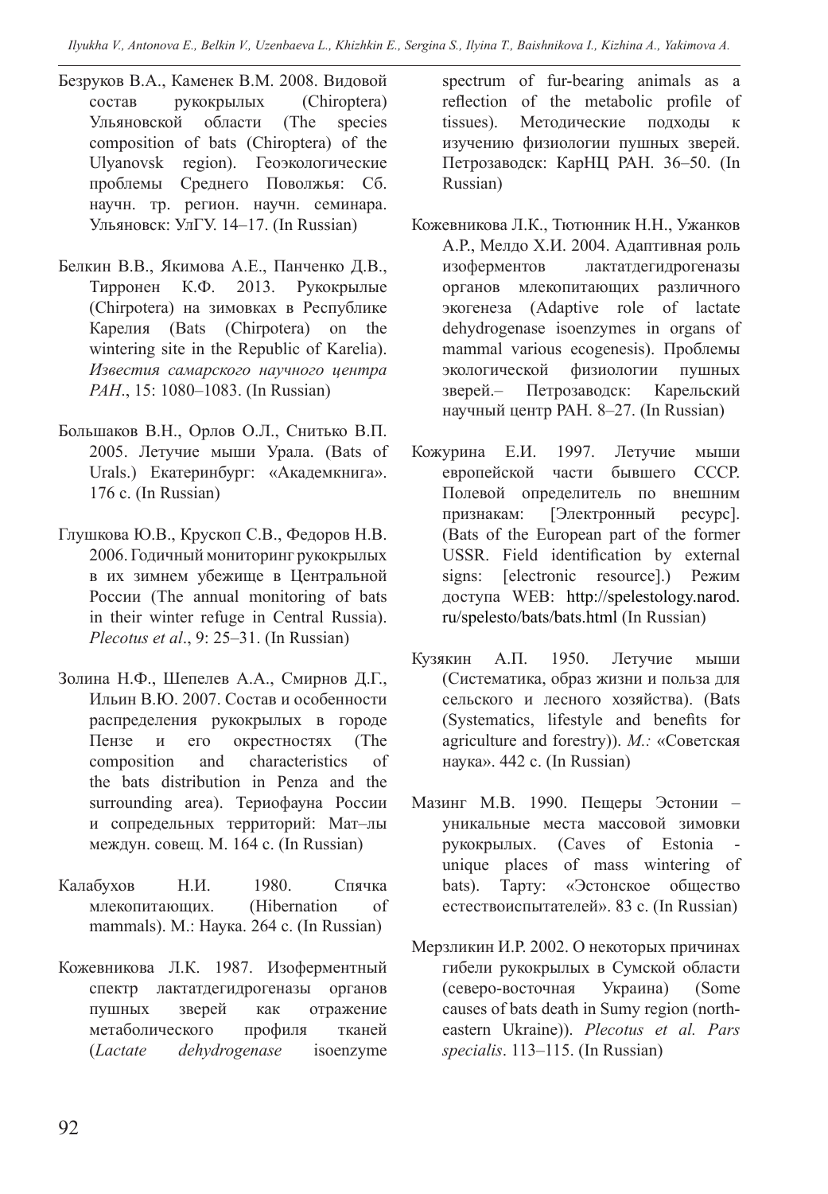Безруков В.А., Каменек В.М. 2008. Видовой состав рукокрылых (Chiroptera) Ульяновской области (The species composition of bats (Chiroptera) of the Ulyanovsk region). Геоэкологические проблемы Среднего Поволжья: Сб. научн. тр. регион. научн. семинара. Ульяновск: УлГУ. 14–17. (In Russian)

Белкин В.В., Якимова А.Е., Панченко Д.В., Тирронен К.Ф. 2013. Рукокрылые (Chirpotera) на зимовках в Республике Карелия (Bats (Chirpotera) on the wintering site in the Republic of Karelia). *Известия самарского научного центра РАН*., 15: 1080–1083. (In Russian)

Большаков В.Н., Орлов О.Л., Снитько В.П. 2005. Летучие мыши Урала. (Bats of Urals.) Екатеринбург: «Академкнига». 176 с. (In Russian)

Глушкова Ю.В., Крускоп С.В., Федоров Н.В. 2006. Годичный мониторинг рукокрылых в их зимнем убежище в Центральной России (The annual monitoring of bats in their winter refuge in Central Russia). *Plecotus et al*., 9: 25–31. (In Russian)

Золина Н.Ф., Шепелев А.А., Смирнов Д.Г., Ильин В.Ю. 2007. Состав и особенности распределения рукокрылых в городе Пензе и его окрестностях (The composition and characteristics of the bats distribution in Penza and the surrounding area). Териофауна России и сопредельных территорий: Мат–лы междун. совещ. М. 164 с. (In Russian)

Калабухов Н.И. 1980. Спячка млекопитающих. (Hibernation of mammals). М.: Наука. 264 с. (In Russian)

Кожевникова Л.К. 1987. Изоферментный спектр лактатдегидрогеназы органов пушных зверей как отражение метаболического профиля тканей (*Lactate dehydrogenase* isoenzyme spectrum of fur-bearing animals as a reflection of the metabolic profile of tissues). Методические подходы к изучению физиологии пушных зверей. Петрозаводск: КарНЦ РАН. 36–50. (In Russian)

Кожевникова Л.К., Тютюнник Н.Н., Ужанков А.Р., Мелдо Х.И. 2004. Адаптивная роль изоферментов лактатдегидрогеназы органов млекопитающих различного экогенеза (Adaptive role of lactate dehydrogenase isoenzymes in organs of mammal various ecogenesis). Проблемы экологической физиологии пушных зверей.– Петрозаводск: Карельский научный центр РАН. 8–27. (In Russian)

Кожурина Е.И. 1997. Летучие мыши европейской части бывшего СССР. Полевой определитель по внешним признакам: [Электронный ресурс]. (Bats of the European part of the former USSR. Field identification by external signs: [electronic resource].) Режим доступа WEB: http://spelestology.narod.ru/spelesto/bats/bats.html (In Russian)

Кузякин А.П. 1950. Летучие мыши (Систематика, образ жизни и польза для сельского и лесного хозяйства). (Bats (Systematics, lifestyle and benefits for agriculture and forestry)). *М.:* «Советская наука». 442 с. (In Russian)

Мазинг М.В. 1990. Пещеры Эстонии – уникальные места массовой зимовки рукокрылых. (Caves of Estonia - unique places of mass wintering of bats). Тарту: «Эстонское общество естествоиспытателей». 83 с. (In Russian)

Мерзликин И.Р. 2002. О некоторых причинах гибели рукокрылых в Сумской области (северо-восточная Украина) (Some causes of bats death in Sumy region (north-eastern Ukraine)). *Plecotus et al. Pars specialis*. 113–115. (In Russian)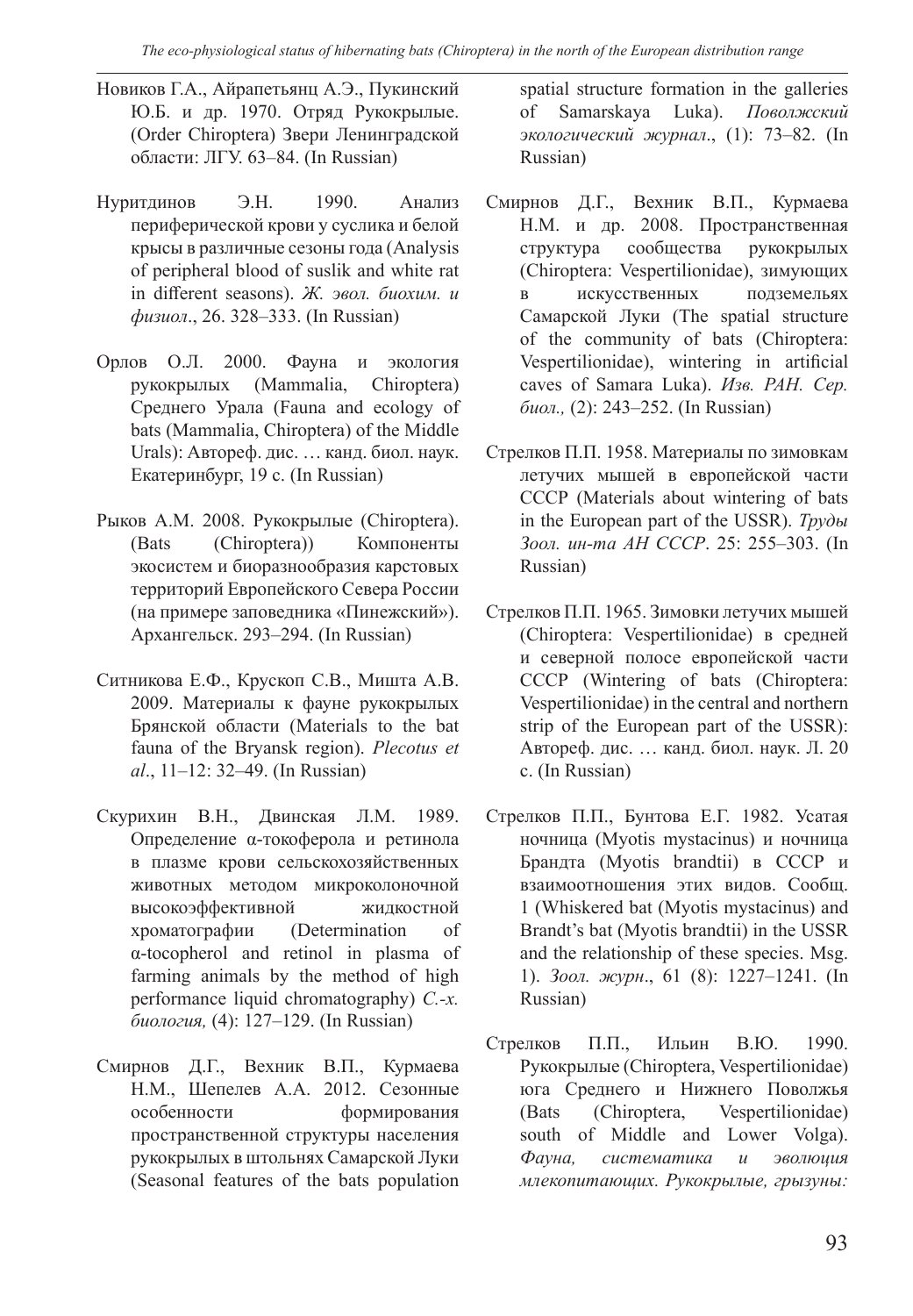Новиков Г.А., Айрапетьянц А.Э., Пукинский Ю.Б. и др. 1970. Отряд Рукокрылые. (Order Chiroptera) Звери Ленинградской области: ЛГУ. 63–84. (In Russian)

Нуритдинов Э.Н. 1990. Анализ периферической крови у суслика и белой крысы в различные сезоны года (Analysis of peripheral blood of suslik and white rat in different seasons). *Ж. эвол. биохим. и физиол*., 26. 328–333. (In Russian)

Орлов О.Л. 2000. Фауна и экология рукокрылых (Mammalia, Chiroptera) Среднего Урала (Fauna and ecology of bats (Mammalia, Chiroptera) of the Middle Urals): Автореф. дис. … канд. биол. наук. Екатеринбург, 19 с. (In Russian)

Рыков А.М. 2008. Рукокрылые (Chiroptera). (Bats (Chiroptera)) Компоненты экосистем и биоразнообразия карстовых территорий Европейского Севера России (на примере заповедника «Пинежский»). Архангельск. 293–294. (In Russian)

Ситникова Е.Ф., Крускоп С.В., Мишта А.В. 2009. Материалы к фауне рукокрылых Брянской области (Materials to the bat fauna of the Bryansk region). *Plecotus et al*., 11–12: 32–49. (In Russian)

Скурихин В.Н., Двинская Л.М. 1989. Определение α-токоферола и ретинола в плазме крови сельскохозяйственных животных методом микроколоночной высокоэффективной жидкостной хроматографии (Determination of α-tocopherol and retinol in plasma of farming animals by the method of high performance liquid chromatography) *С.-х. биология,* (4): 127–129. (In Russian)

Смирнов Д.Г., Вехник В.П., Курмаева Н.М., Шепелев А.А. 2012. Сезонные особенности формирования пространственной структуры населения рукокрылых в штольнях Самарской Луки (Seasonal features of the bats population spatial structure formation in the galleries of Samarskaya Luka). *Поволжский экологический журнал*., (1): 73–82. (In Russian)

Смирнов Д.Г., Вехник В.П., Курмаева Н.М. и др. 2008. Пространственная структура сообщества рукокрылых (Chiroptera: Vespertilionidae), зимующих в искусственных подземельях Самарской Луки (The spatial structure of the community of bats (Chiroptera: Vespertilionidae), wintering in artificial caves of Samara Luka). *Изв. РАН. Сер. биол.,* (2): 243–252. (In Russian)

Стрелков П.П. 1958. Материалы по зимовкам летучих мышей в европейской части СССР (Materials about wintering of bats in the European part of the USSR). *Труды Зоол. ин-та АН СССР*. 25: 255–303. (In Russian)

Стрелков П.П. 1965. Зимовки летучих мышей (Chiroptera: Vespertilionidae) в средней и северной полосе европейской части СССР (Wintering of bats (Chiroptera: Vespertilionidae) in the central and northern strip of the European part of the USSR): Автореф. дис. … канд. биол. наук. Л. 20 с. (In Russian)

Стрелков П.П., Бунтова Е.Г. 1982. Усатая ночница (Myotis mystacinus) и ночница Брандта (Myotis brandtii) в СССР и взаимоотношения этих видов. Сообщ. 1 (Whiskered bat (Myotis mystacinus) and Brandt's bat (Myotis brandtii) in the USSR and the relationship of these species. Msg. 1). *Зоол. журн*., 61 (8): 1227–1241. (In Russian)

Стрелков П.П., Ильин В.Ю. 1990. Рукокрылые (Chiroptera, Vespertilionidae) юга Среднего и Нижнего Поволжья (Bats (Chiroptera, Vespertilionidae) south of Middle and Lower Volga). *Фауна, систематика и эволюция млекопитающих. Рукокрылые, грызуны:*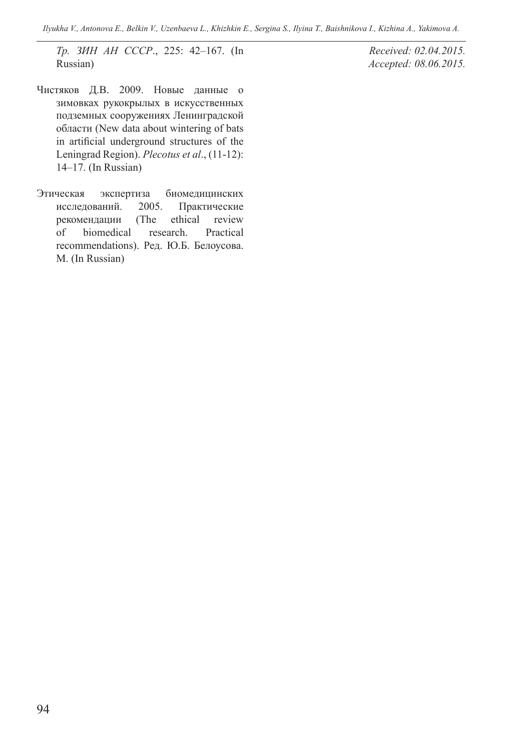*Тр. ЗИН АН СССР*., 225: 42–167. (In Russian)

Чистяков Д.В. 2009. Новые данные о зимовках рукокрылых в искусственных подземных сооружениях Ленинградской области (New data about wintering of bats in artificial underground structures of the Leningrad Region). *Plecotus et al*., (11-12): 14–17. (In Russian)

Этическая экспертиза биомедицинских исследований. 2005. Практические рекомендации (The ethical review of biomedical research. Practical recommendations). Ред. Ю.Б. Белоусова. М. (In Russian)

*Received: 02.04.2015.*
*Accepted: 08.06.2015.*